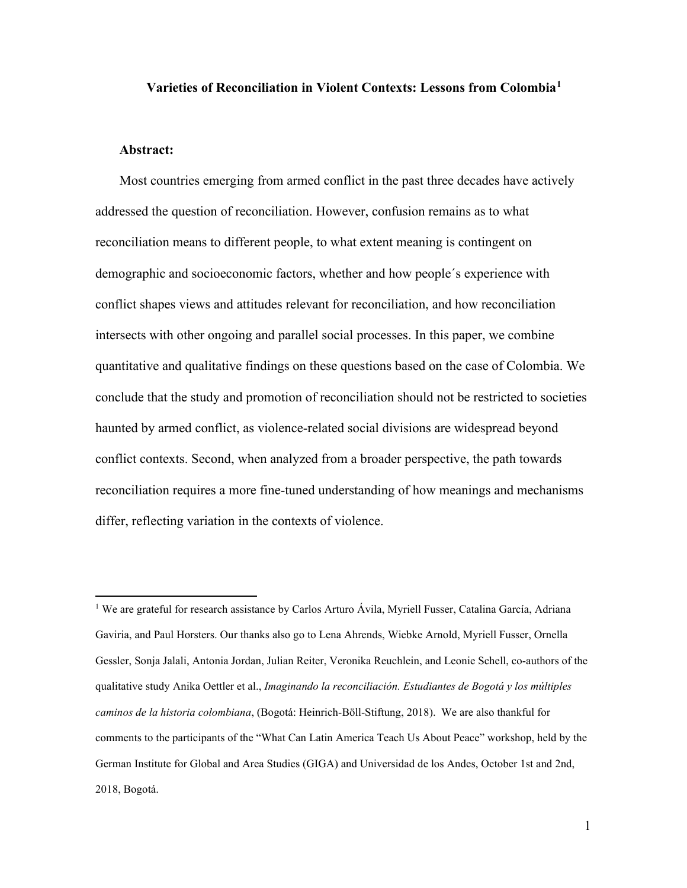# Varieties of Reconciliation in Violent Contexts: Lessons from Colombia[1]

**Abstract:**

Most countries emerging from armed conflict in the past three decades have actively addressed the question of reconciliation. However, confusion remains as to what reconciliation means to different people, to what extent meaning is contingent on demographic and socioeconomic factors, whether and how people´s experience with conflict shapes views and attitudes relevant for reconciliation, and how reconciliation intersects with other ongoing and parallel social processes. In this paper, we combine quantitative and qualitative findings on these questions based on the case of Colombia. We conclude that the study and promotion of reconciliation should not be restricted to societies haunted by armed conflict, as violence-related social divisions are widespread beyond conflict contexts. Second, when analyzed from a broader perspective, the path towards reconciliation requires a more fine-tuned understanding of how meanings and mechanisms differ, reflecting variation in the contexts of violence.

---

[1] We are grateful for research assistance by Carlos Arturo Ávila, Myriell Fusser, Catalina García, Adriana Gaviria, and Paul Horsters. Our thanks also go to Lena Ahrends, Wiebke Arnold, Myriell Fusser, Ornella Gessler, Sonja Jalali, Antonia Jordan, Julian Reiter, Veronika Reuchlein, and Leonie Schell, co-authors of the qualitative study Anika Oettler et al., *Imaginando la reconciliación. Estudiantes de Bogotá y los múltiples caminos de la historia colombiana*, (Bogotá: Heinrich-Böll-Stiftung, 2018). We are also thankful for comments to the participants of the "What Can Latin America Teach Us About Peace" workshop, held by the German Institute for Global and Area Studies (GIGA) and Universidad de los Andes, October 1st and 2nd, 2018, Bogotá.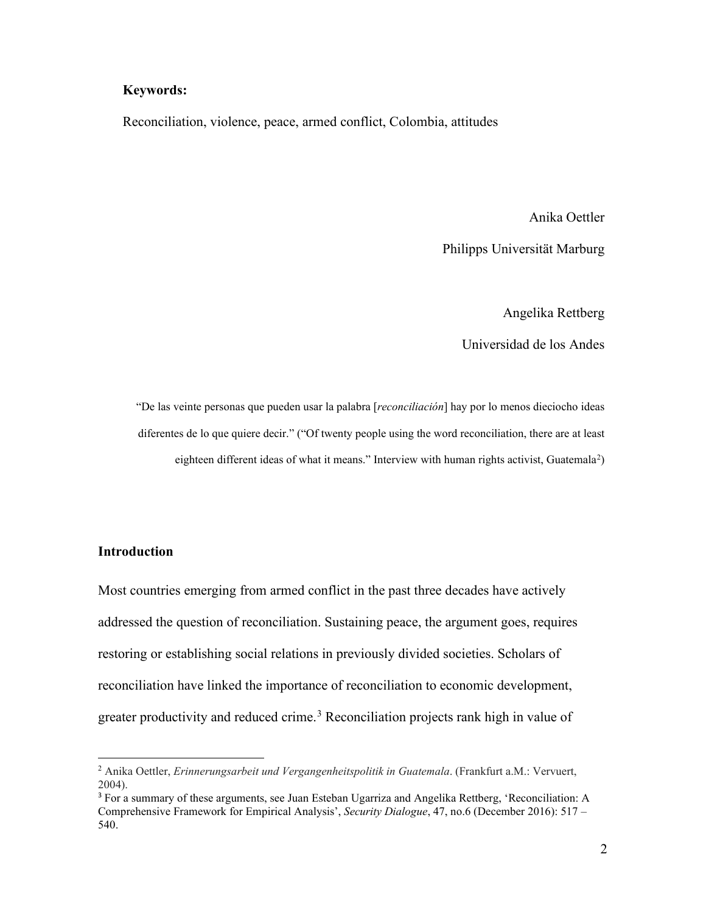**Keywords:**

Reconciliation, violence, peace, armed conflict, Colombia, attitudes

Anika Oettler

Philipps Universität Marburg

Angelika Rettberg

Universidad de los Andes

"De las veinte personas que pueden usar la palabra [*reconciliación*] hay por lo menos dieciocho ideas diferentes de lo que quiere decir." ("Of twenty people using the word reconciliation, there are at least eighteen different ideas of what it means." Interview with human rights activist, Guatemala[2])

## Introduction

Most countries emerging from armed conflict in the past three decades have actively addressed the question of reconciliation. Sustaining peace, the argument goes, requires restoring or establishing social relations in previously divided societies. Scholars of reconciliation have linked the importance of reconciliation to economic development, greater productivity and reduced crime.[3] Reconciliation projects rank high in value of

---

[2] Anika Oettler, *Erinnerungsarbeit und Vergangenheitspolitik in Guatemala*. (Frankfurt a.M.: Vervuert, 2004).

[3] For a summary of these arguments, see Juan Esteban Ugarriza and Angelika Rettberg, 'Reconciliation: A Comprehensive Framework for Empirical Analysis', *Security Dialogue*, 47, no.6 (December 2016): 517 – 540.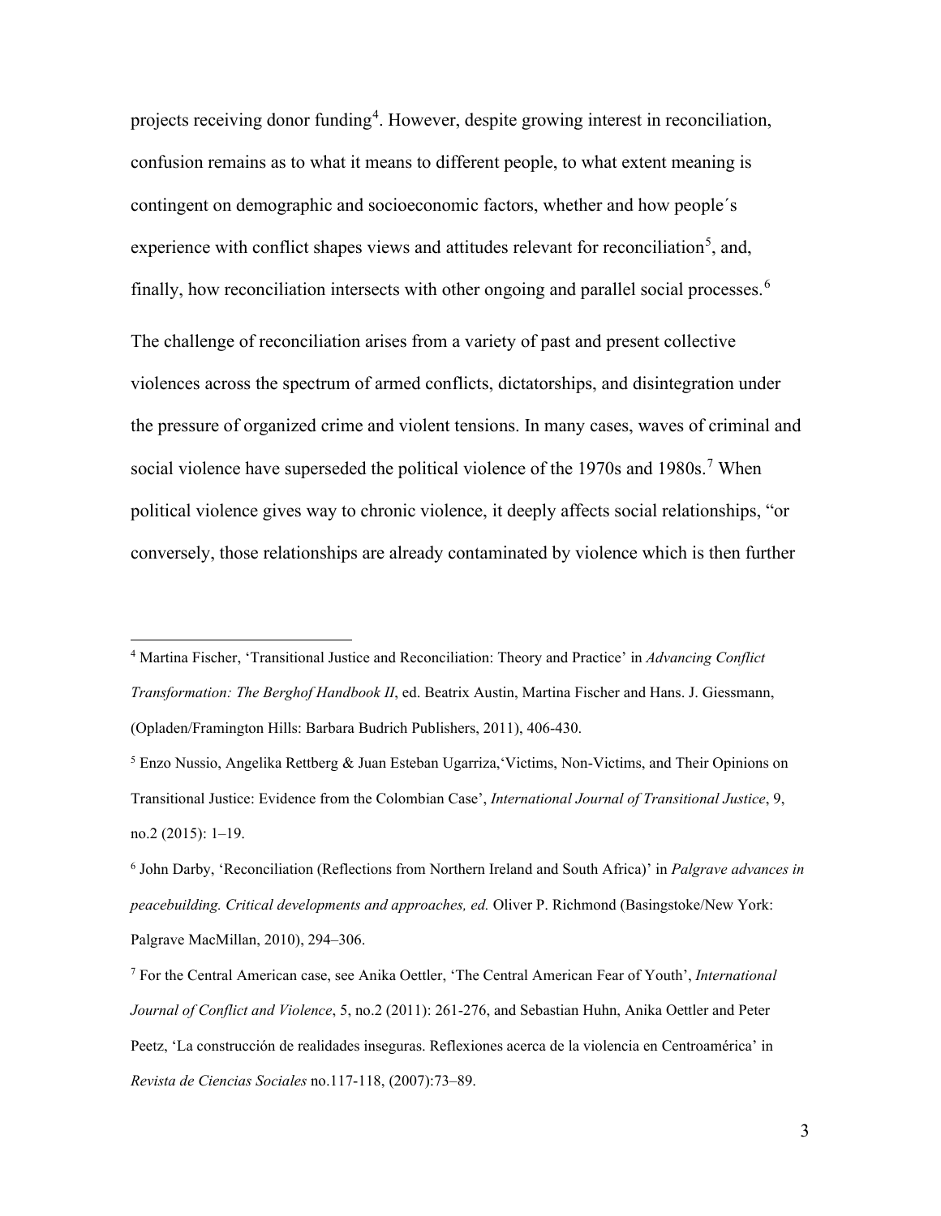projects receiving donor funding[4]. However, despite growing interest in reconciliation, confusion remains as to what it means to different people, to what extent meaning is contingent on demographic and socioeconomic factors, whether and how people´s experience with conflict shapes views and attitudes relevant for reconciliation[5], and, finally, how reconciliation intersects with other ongoing and parallel social processes.[6]

The challenge of reconciliation arises from a variety of past and present collective violences across the spectrum of armed conflicts, dictatorships, and disintegration under the pressure of organized crime and violent tensions. In many cases, waves of criminal and social violence have superseded the political violence of the 1970s and 1980s.[7] When political violence gives way to chronic violence, it deeply affects social relationships, "or conversely, those relationships are already contaminated by violence which is then further

---

[4] Martina Fischer, 'Transitional Justice and Reconciliation: Theory and Practice' in *Advancing Conflict Transformation: The Berghof Handbook II*, ed. Beatrix Austin, Martina Fischer and Hans. J. Giessmann, (Opladen/Framington Hills: Barbara Budrich Publishers, 2011), 406-430.

[5] Enzo Nussio, Angelika Rettberg & Juan Esteban Ugarriza,'Victims, Non-Victims, and Their Opinions on Transitional Justice: Evidence from the Colombian Case', *International Journal of Transitional Justice*, 9, no.2 (2015): 1–19.

[6] John Darby, 'Reconciliation (Reflections from Northern Ireland and South Africa)' in *Palgrave advances in peacebuilding. Critical developments and approaches, ed.* Oliver P. Richmond (Basingstoke/New York: Palgrave MacMillan, 2010), 294–306.

[7] For the Central American case, see Anika Oettler, 'The Central American Fear of Youth', *International Journal of Conflict and Violence*, 5, no.2 (2011): 261-276, and Sebastian Huhn, Anika Oettler and Peter Peetz, 'La construcción de realidades inseguras. Reflexiones acerca de la violencia en Centroamérica' in *Revista de Ciencias Sociales* no.117-118, (2007):73–89.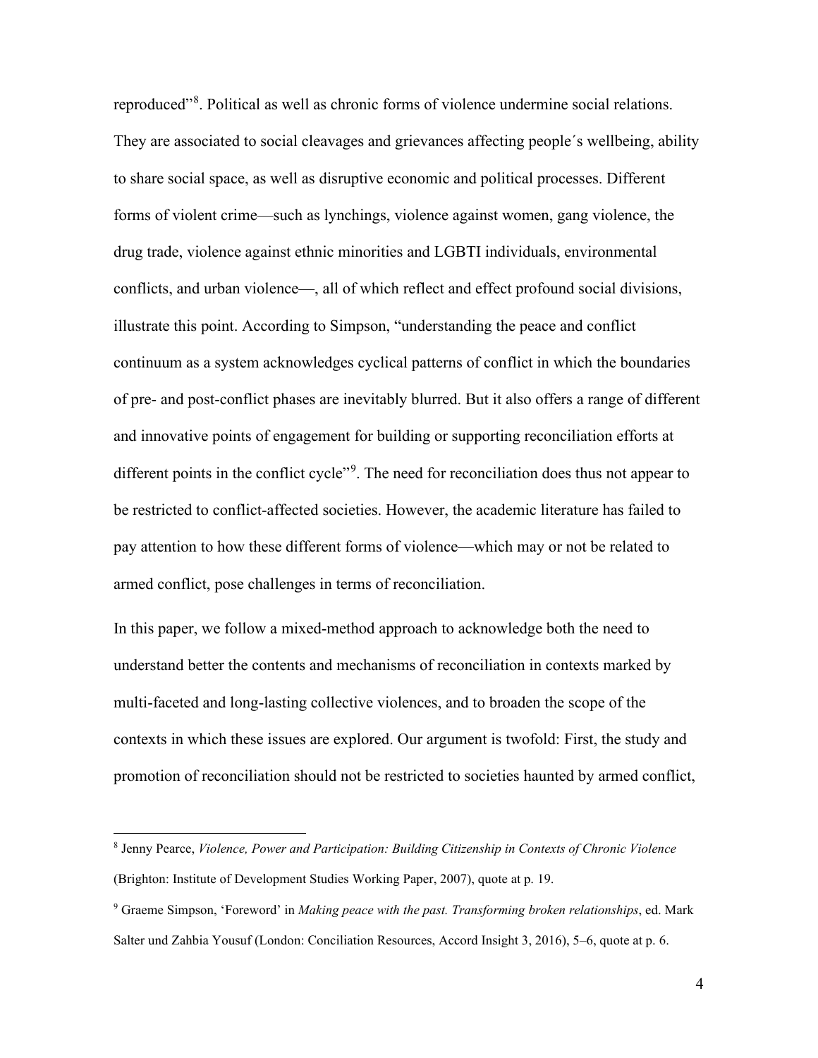reproduced"[8]. Political as well as chronic forms of violence undermine social relations. They are associated to social cleavages and grievances affecting people´s wellbeing, ability to share social space, as well as disruptive economic and political processes. Different forms of violent crime—such as lynchings, violence against women, gang violence, the drug trade, violence against ethnic minorities and LGBTI individuals, environmental conflicts, and urban violence—, all of which reflect and effect profound social divisions, illustrate this point. According to Simpson, "understanding the peace and conflict continuum as a system acknowledges cyclical patterns of conflict in which the boundaries of pre- and post-conflict phases are inevitably blurred. But it also offers a range of different and innovative points of engagement for building or supporting reconciliation efforts at different points in the conflict cycle"[9]. The need for reconciliation does thus not appear to be restricted to conflict-affected societies. However, the academic literature has failed to pay attention to how these different forms of violence—which may or not be related to armed conflict, pose challenges in terms of reconciliation.

In this paper, we follow a mixed-method approach to acknowledge both the need to understand better the contents and mechanisms of reconciliation in contexts marked by multi-faceted and long-lasting collective violences, and to broaden the scope of the contexts in which these issues are explored. Our argument is twofold: First, the study and promotion of reconciliation should not be restricted to societies haunted by armed conflict,

---

[8] Jenny Pearce, *Violence, Power and Participation: Building Citizenship in Contexts of Chronic Violence* (Brighton: Institute of Development Studies Working Paper, 2007), quote at p. 19.

[9] Graeme Simpson, 'Foreword' in *Making peace with the past. Transforming broken relationships*, ed. Mark Salter und Zahbia Yousuf (London: Conciliation Resources, Accord Insight 3, 2016), 5–6, quote at p. 6.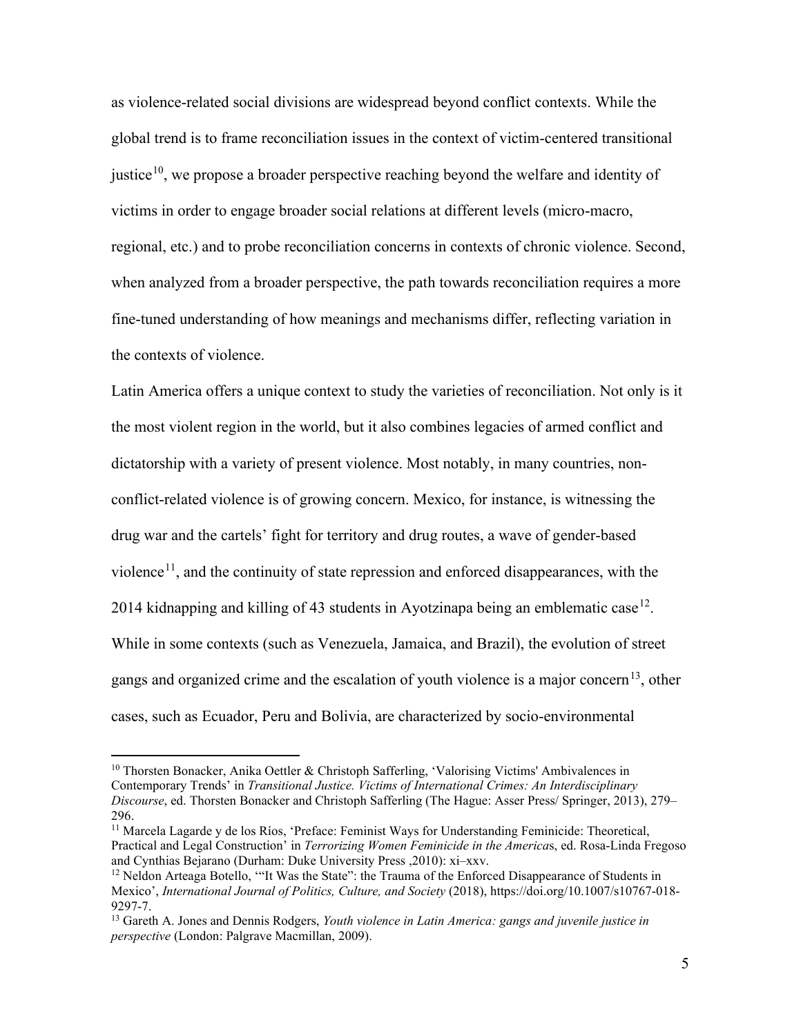as violence-related social divisions are widespread beyond conflict contexts. While the global trend is to frame reconciliation issues in the context of victim-centered transitional justice[10], we propose a broader perspective reaching beyond the welfare and identity of victims in order to engage broader social relations at different levels (micro-macro, regional, etc.) and to probe reconciliation concerns in contexts of chronic violence. Second, when analyzed from a broader perspective, the path towards reconciliation requires a more fine-tuned understanding of how meanings and mechanisms differ, reflecting variation in the contexts of violence.

Latin America offers a unique context to study the varieties of reconciliation. Not only is it the most violent region in the world, but it also combines legacies of armed conflict and dictatorship with a variety of present violence. Most notably, in many countries, non-conflict-related violence is of growing concern. Mexico, for instance, is witnessing the drug war and the cartels' fight for territory and drug routes, a wave of gender-based violence[11], and the continuity of state repression and enforced disappearances, with the 2014 kidnapping and killing of 43 students in Ayotzinapa being an emblematic case[12]. While in some contexts (such as Venezuela, Jamaica, and Brazil), the evolution of street gangs and organized crime and the escalation of youth violence is a major concern[13], other cases, such as Ecuador, Peru and Bolivia, are characterized by socio-environmental

---

[10] Thorsten Bonacker, Anika Oettler & Christoph Safferling, 'Valorising Victims' Ambivalences in Contemporary Trends' in *Transitional Justice. Victims of International Crimes: An Interdisciplinary Discourse*, ed. Thorsten Bonacker and Christoph Safferling (The Hague: Asser Press/ Springer, 2013), 279–296.

[11] Marcela Lagarde y de los Ríos, 'Preface: Feminist Ways for Understanding Feminicide: Theoretical, Practical and Legal Construction' in *Terrorizing Women Feminicide in the Americas*, ed. Rosa-Linda Fregoso and Cynthias Bejarano (Durham: Duke University Press ,2010): xi–xxv.

[12] Neldon Arteaga Botello, '"It Was the State": the Trauma of the Enforced Disappearance of Students in Mexico', *International Journal of Politics, Culture, and Society* (2018), https://doi.org/10.1007/s10767-018-9297-7.

[13] Gareth A. Jones and Dennis Rodgers, *Youth violence in Latin America: gangs and juvenile justice in perspective* (London: Palgrave Macmillan, 2009).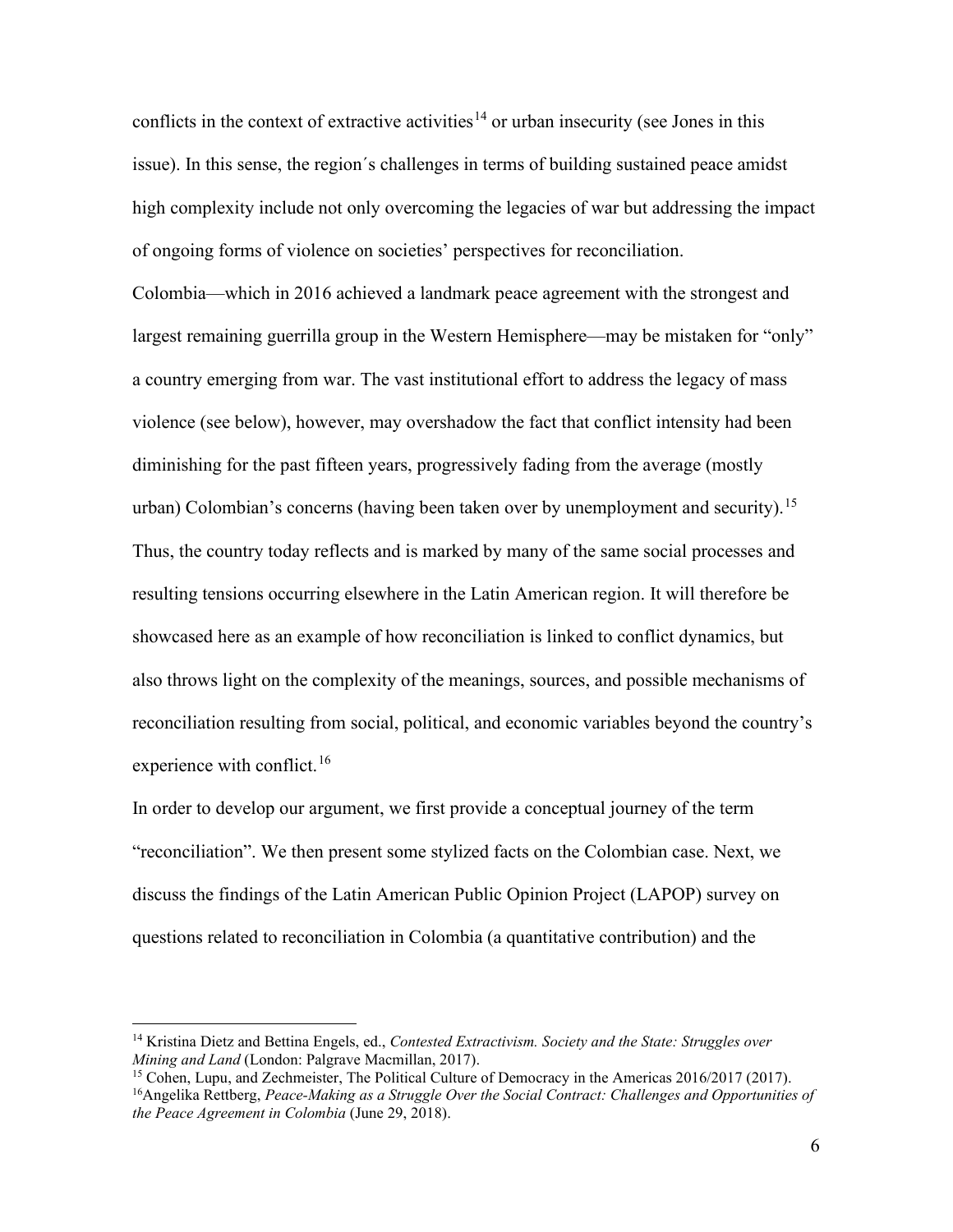conflicts in the context of extractive activities[14] or urban insecurity (see Jones in this issue). In this sense, the region´s challenges in terms of building sustained peace amidst high complexity include not only overcoming the legacies of war but addressing the impact of ongoing forms of violence on societies' perspectives for reconciliation.

Colombia—which in 2016 achieved a landmark peace agreement with the strongest and largest remaining guerrilla group in the Western Hemisphere—may be mistaken for "only" a country emerging from war. The vast institutional effort to address the legacy of mass violence (see below), however, may overshadow the fact that conflict intensity had been diminishing for the past fifteen years, progressively fading from the average (mostly urban) Colombian's concerns (having been taken over by unemployment and security).[15] Thus, the country today reflects and is marked by many of the same social processes and resulting tensions occurring elsewhere in the Latin American region. It will therefore be showcased here as an example of how reconciliation is linked to conflict dynamics, but also throws light on the complexity of the meanings, sources, and possible mechanisms of reconciliation resulting from social, political, and economic variables beyond the country's experience with conflict.[16]

In order to develop our argument, we first provide a conceptual journey of the term "reconciliation". We then present some stylized facts on the Colombian case. Next, we discuss the findings of the Latin American Public Opinion Project (LAPOP) survey on questions related to reconciliation in Colombia (a quantitative contribution) and the

---

[14] Kristina Dietz and Bettina Engels, ed., *Contested Extractivism. Society and the State: Struggles over Mining and Land* (London: Palgrave Macmillan, 2017).

[15] Cohen, Lupu, and Zechmeister, The Political Culture of Democracy in the Americas 2016/2017 (2017).

[16] Angelika Rettberg, *Peace-Making as a Struggle Over the Social Contract: Challenges and Opportunities of the Peace Agreement in Colombia* (June 29, 2018).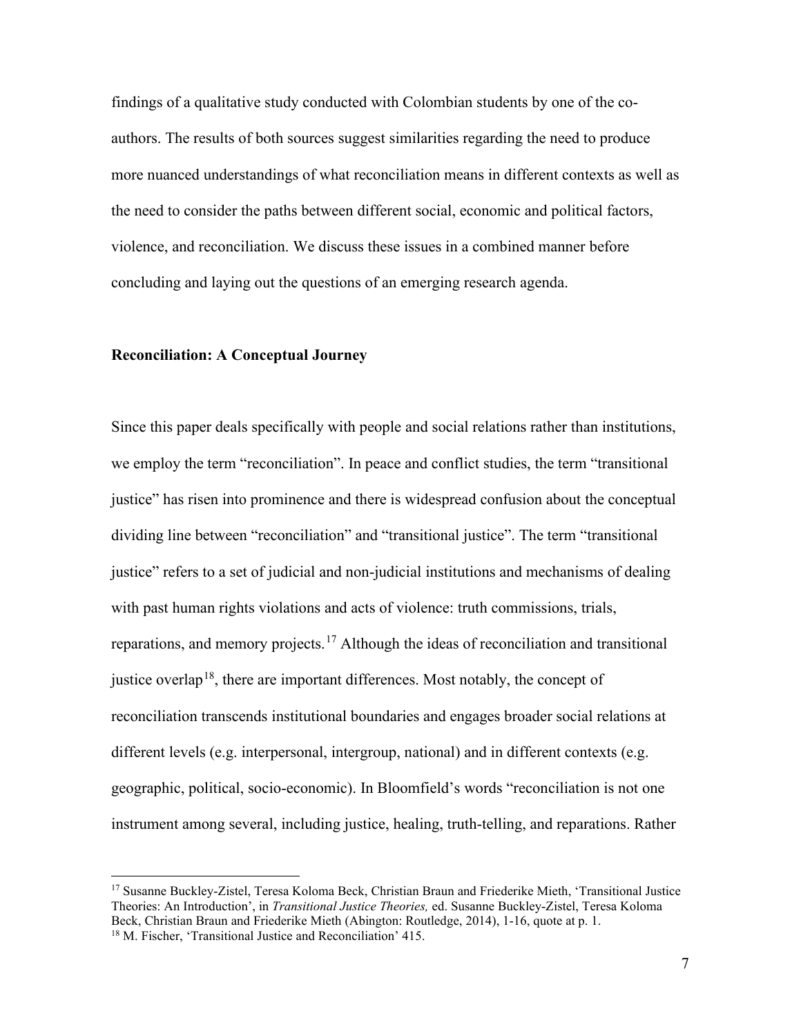findings of a qualitative study conducted with Colombian students by one of the co-authors. The results of both sources suggest similarities regarding the need to produce more nuanced understandings of what reconciliation means in different contexts as well as the need to consider the paths between different social, economic and political factors, violence, and reconciliation. We discuss these issues in a combined manner before concluding and laying out the questions of an emerging research agenda.

**Reconciliation: A Conceptual Journey**

Since this paper deals specifically with people and social relations rather than institutions, we employ the term "reconciliation". In peace and conflict studies, the term "transitional justice" has risen into prominence and there is widespread confusion about the conceptual dividing line between "reconciliation" and "transitional justice". The term "transitional justice" refers to a set of judicial and non-judicial institutions and mechanisms of dealing with past human rights violations and acts of violence: truth commissions, trials, reparations, and memory projects.[17] Although the ideas of reconciliation and transitional justice overlap[18], there are important differences. Most notably, the concept of reconciliation transcends institutional boundaries and engages broader social relations at different levels (e.g. interpersonal, intergroup, national) and in different contexts (e.g. geographic, political, socio-economic). In Bloomfield's words "reconciliation is not one instrument among several, including justice, healing, truth-telling, and reparations. Rather

---

[17] Susanne Buckley-Zistel, Teresa Koloma Beck, Christian Braun and Friederike Mieth, 'Transitional Justice Theories: An Introduction', in *Transitional Justice Theories,* ed. Susanne Buckley-Zistel, Teresa Koloma Beck, Christian Braun and Friederike Mieth (Abington: Routledge, 2014), 1-16, quote at p. 1.

[18] M. Fischer, 'Transitional Justice and Reconciliation' 415.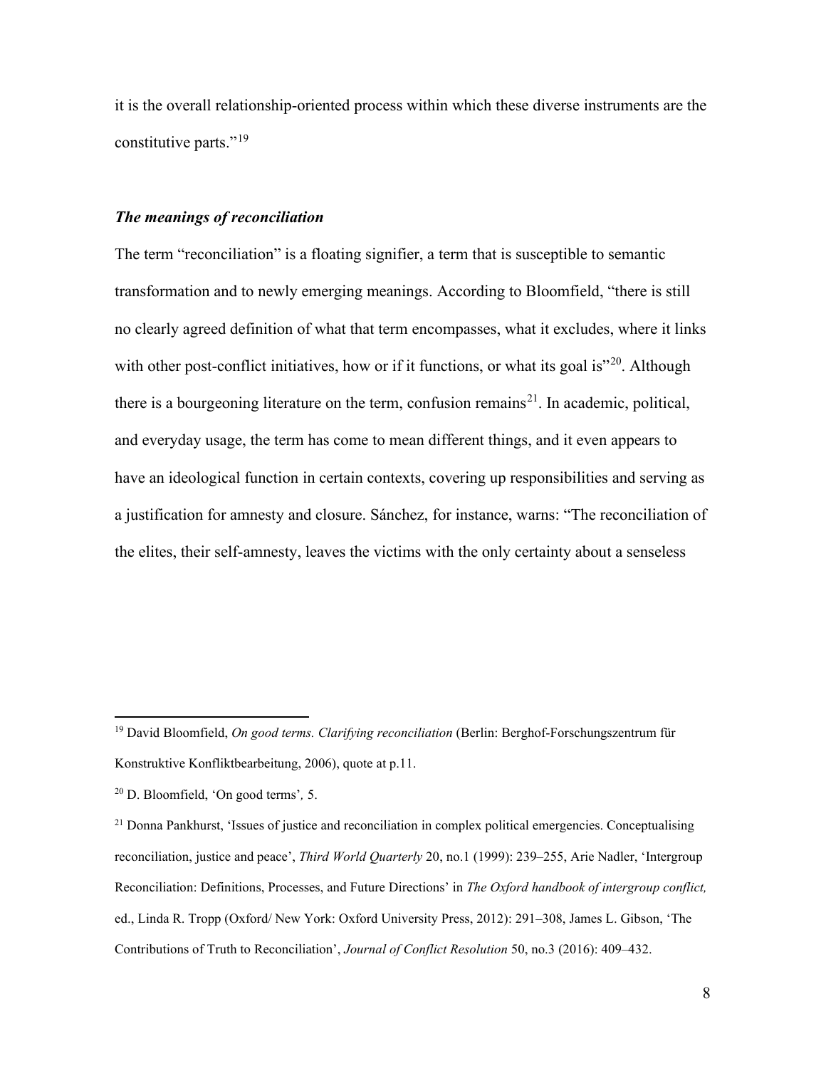it is the overall relationship-oriented process within which these diverse instruments are the constitutive parts."[19]

### ***The meanings of reconciliation***

The term "reconciliation" is a floating signifier, a term that is susceptible to semantic transformation and to newly emerging meanings. According to Bloomfield, "there is still no clearly agreed definition of what that term encompasses, what it excludes, where it links with other post-conflict initiatives, how or if it functions, or what its goal is"[20]. Although there is a bourgeoning literature on the term, confusion remains[21]. In academic, political, and everyday usage, the term has come to mean different things, and it even appears to have an ideological function in certain contexts, covering up responsibilities and serving as a justification for amnesty and closure. Sánchez, for instance, warns: "The reconciliation of the elites, their self-amnesty, leaves the victims with the only certainty about a senseless

---

[19] David Bloomfield, *On good terms. Clarifying reconciliation* (Berlin: Berghof-Forschungszentrum für Konstruktive Konfliktbearbeitung, 2006), quote at p.11.

[20] D. Bloomfield, 'On good terms'*,* 5.

[21] Donna Pankhurst, 'Issues of justice and reconciliation in complex political emergencies. Conceptualising reconciliation, justice and peace', *Third World Quarterly* 20, no.1 (1999): 239–255, Arie Nadler, 'Intergroup Reconciliation: Definitions, Processes, and Future Directions' in *The Oxford handbook of intergroup conflict,* ed., Linda R. Tropp (Oxford/ New York: Oxford University Press, 2012): 291–308, James L. Gibson, 'The Contributions of Truth to Reconciliation', *Journal of Conflict Resolution* 50, no.3 (2016): 409–432.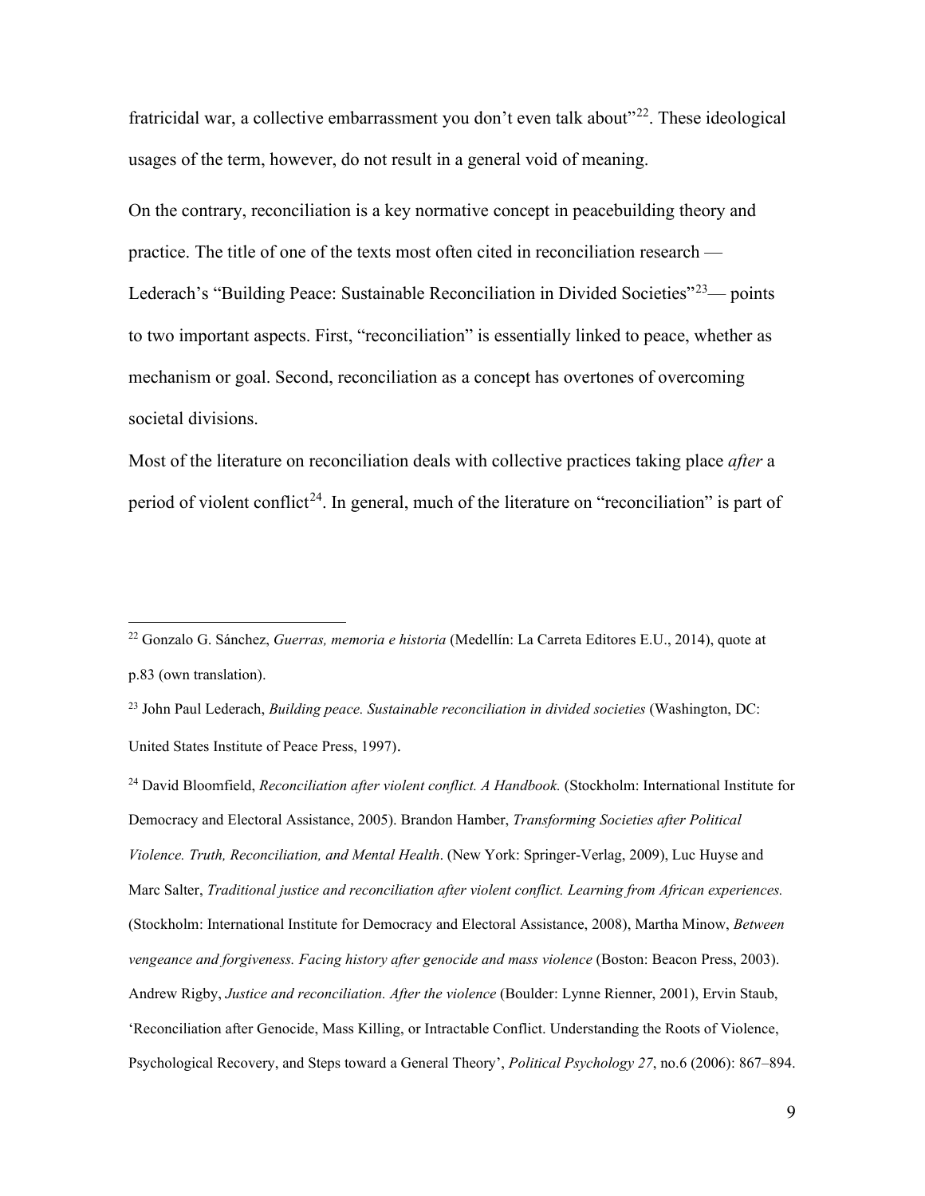fratricidal war, a collective embarrassment you don't even talk about"[22]. These ideological usages of the term, however, do not result in a general void of meaning.

On the contrary, reconciliation is a key normative concept in peacebuilding theory and practice. The title of one of the texts most often cited in reconciliation research — Lederach's "Building Peace: Sustainable Reconciliation in Divided Societies"[23]— points to two important aspects. First, "reconciliation" is essentially linked to peace, whether as mechanism or goal. Second, reconciliation as a concept has overtones of overcoming societal divisions.

Most of the literature on reconciliation deals with collective practices taking place *after* a period of violent conflict[24]. In general, much of the literature on "reconciliation" is part of

---

[22] Gonzalo G. Sánchez, *Guerras, memoria e historia* (Medellín: La Carreta Editores E.U., 2014), quote at p.83 (own translation).

[23] John Paul Lederach, *Building peace. Sustainable reconciliation in divided societies* (Washington, DC: United States Institute of Peace Press, 1997).

[24] David Bloomfield, *Reconciliation after violent conflict. A Handbook.* (Stockholm: International Institute for Democracy and Electoral Assistance, 2005). Brandon Hamber, *Transforming Societies after Political Violence. Truth, Reconciliation, and Mental Health*. (New York: Springer-Verlag, 2009), Luc Huyse and Marc Salter, *Traditional justice and reconciliation after violent conflict. Learning from African experiences.* (Stockholm: International Institute for Democracy and Electoral Assistance, 2008), Martha Minow, *Between vengeance and forgiveness. Facing history after genocide and mass violence* (Boston: Beacon Press, 2003). Andrew Rigby, *Justice and reconciliation. After the violence* (Boulder: Lynne Rienner, 2001), Ervin Staub, 'Reconciliation after Genocide, Mass Killing, or Intractable Conflict. Understanding the Roots of Violence, Psychological Recovery, and Steps toward a General Theory', *Political Psychology 27*, no.6 (2006): 867–894.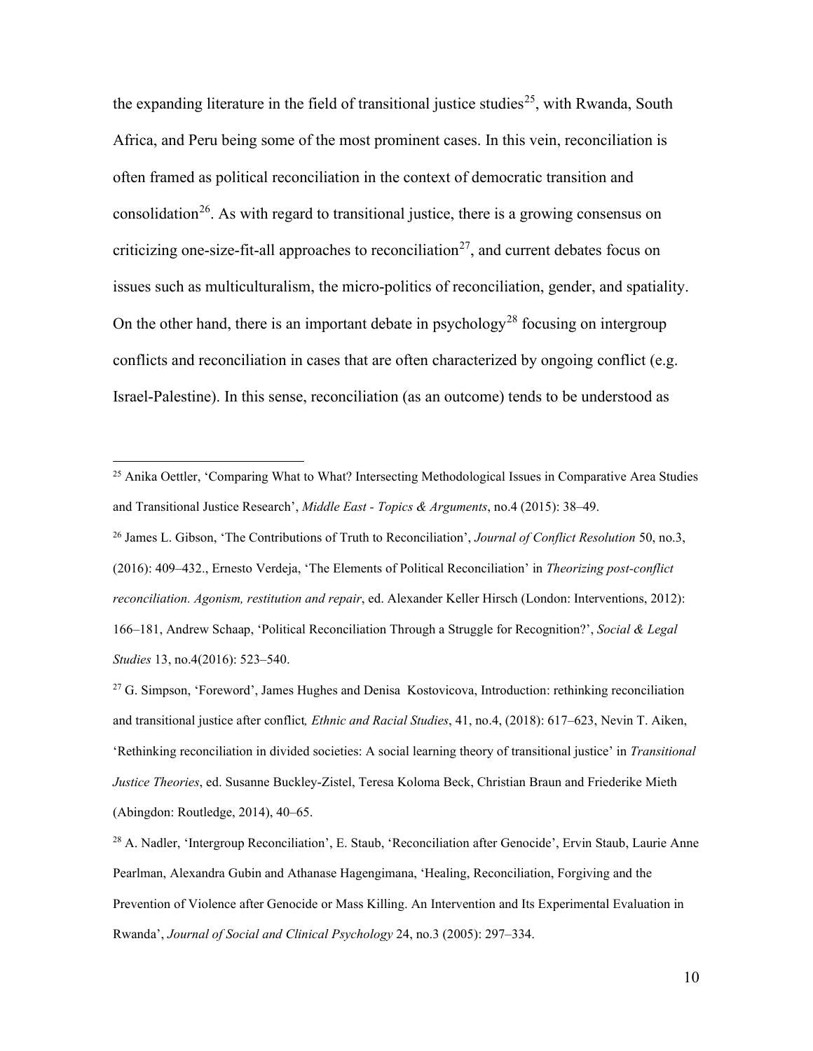the expanding literature in the field of transitional justice studies[25], with Rwanda, South Africa, and Peru being some of the most prominent cases. In this vein, reconciliation is often framed as political reconciliation in the context of democratic transition and consolidation[26]. As with regard to transitional justice, there is a growing consensus on criticizing one-size-fit-all approaches to reconciliation[27], and current debates focus on issues such as multiculturalism, the micro-politics of reconciliation, gender, and spatiality. On the other hand, there is an important debate in psychology[28] focusing on intergroup conflicts and reconciliation in cases that are often characterized by ongoing conflict (e.g. Israel-Palestine). In this sense, reconciliation (as an outcome) tends to be understood as

---

[25] Anika Oettler, 'Comparing What to What? Intersecting Methodological Issues in Comparative Area Studies and Transitional Justice Research', *Middle East - Topics & Arguments*, no.4 (2015): 38–49.

[26] James L. Gibson, 'The Contributions of Truth to Reconciliation', *Journal of Conflict Resolution* 50, no.3, (2016): 409–432., Ernesto Verdeja, 'The Elements of Political Reconciliation' in *Theorizing post-conflict reconciliation. Agonism, restitution and repair*, ed. Alexander Keller Hirsch (London: Interventions, 2012): 166–181, Andrew Schaap, 'Political Reconciliation Through a Struggle for Recognition?', *Social & Legal Studies* 13, no.4(2016): 523–540.

[27] G. Simpson, 'Foreword', James Hughes and Denisa Kostovicova, Introduction: rethinking reconciliation and transitional justice after conflict*, Ethnic and Racial Studies*, 41, no.4, (2018): 617–623, Nevin T. Aiken, 'Rethinking reconciliation in divided societies: A social learning theory of transitional justice' in *Transitional Justice Theories*, ed. Susanne Buckley-Zistel, Teresa Koloma Beck, Christian Braun and Friederike Mieth (Abingdon: Routledge, 2014), 40–65.

[28] A. Nadler, 'Intergroup Reconciliation', E. Staub, 'Reconciliation after Genocide', Ervin Staub, Laurie Anne Pearlman, Alexandra Gubin and Athanase Hagengimana, 'Healing, Reconciliation, Forgiving and the Prevention of Violence after Genocide or Mass Killing. An Intervention and Its Experimental Evaluation in Rwanda', *Journal of Social and Clinical Psychology* 24, no.3 (2005): 297–334.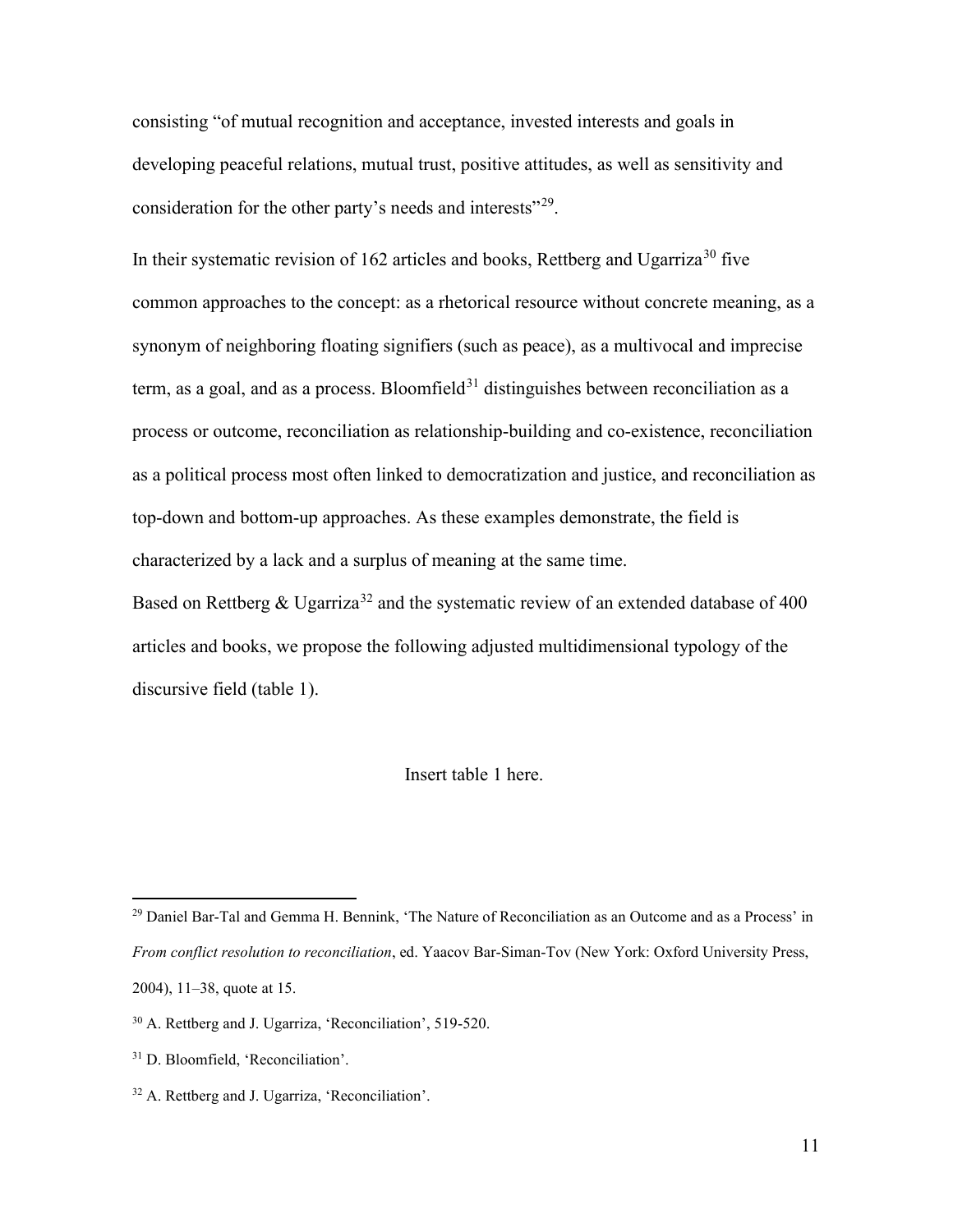consisting “of mutual recognition and acceptance, invested interests and goals in developing peaceful relations, mutual trust, positive attitudes, as well as sensitivity and consideration for the other party’s needs and interests”[29].

In their systematic revision of 162 articles and books, Rettberg and Ugarriza[30] five common approaches to the concept: as a rhetorical resource without concrete meaning, as a synonym of neighboring floating signifiers (such as peace), as a multivocal and imprecise term, as a goal, and as a process. Bloomfield[31] distinguishes between reconciliation as a process or outcome, reconciliation as relationship-building and co-existence, reconciliation as a political process most often linked to democratization and justice, and reconciliation as top-down and bottom-up approaches. As these examples demonstrate, the field is characterized by a lack and a surplus of meaning at the same time.

Based on Rettberg & Ugarriza[32] and the systematic review of an extended database of 400 articles and books, we propose the following adjusted multidimensional typology of the discursive field (table 1).

Insert table 1 here.

---

[29] Daniel Bar-Tal and Gemma H. Bennink, ‘The Nature of Reconciliation as an Outcome and as a Process’ in *From conflict resolution to reconciliation*, ed. Yaacov Bar-Siman-Tov (New York: Oxford University Press, 2004), 11–38, quote at 15.

[30] A. Rettberg and J. Ugarriza, ‘Reconciliation’, 519-520.

[31] D. Bloomfield, ‘Reconciliation’.

[32] A. Rettberg and J. Ugarriza, ‘Reconciliation’.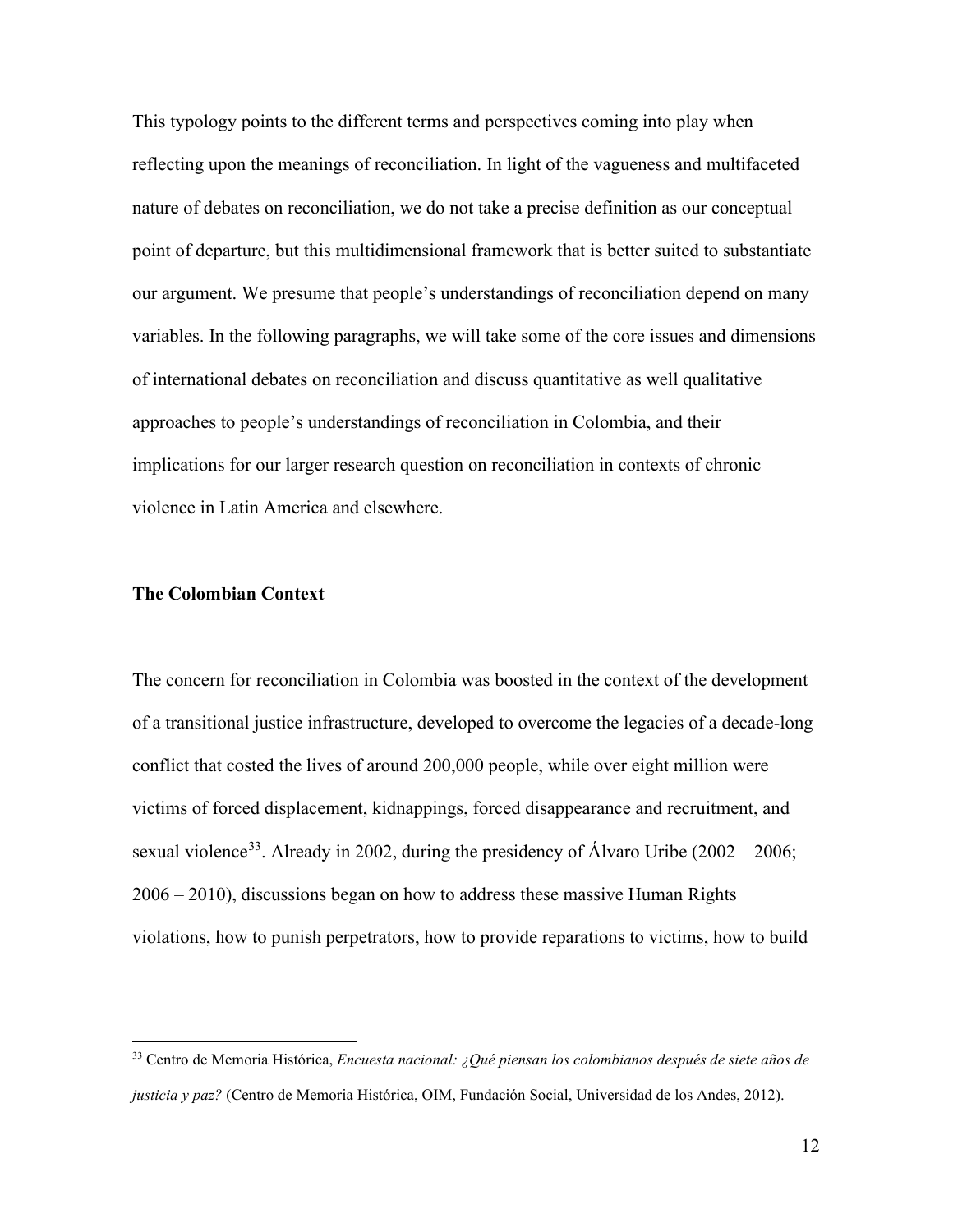This typology points to the different terms and perspectives coming into play when reflecting upon the meanings of reconciliation. In light of the vagueness and multifaceted nature of debates on reconciliation, we do not take a precise definition as our conceptual point of departure, but this multidimensional framework that is better suited to substantiate our argument. We presume that people's understandings of reconciliation depend on many variables. In the following paragraphs, we will take some of the core issues and dimensions of international debates on reconciliation and discuss quantitative as well qualitative approaches to people's understandings of reconciliation in Colombia, and their implications for our larger research question on reconciliation in contexts of chronic violence in Latin America and elsewhere.

**The Colombian Context**

The concern for reconciliation in Colombia was boosted in the context of the development of a transitional justice infrastructure, developed to overcome the legacies of a decade-long conflict that costed the lives of around 200,000 people, while over eight million were victims of forced displacement, kidnappings, forced disappearance and recruitment, and sexual violence[33]. Already in 2002, during the presidency of Álvaro Uribe (2002 – 2006; 2006 – 2010), discussions began on how to address these massive Human Rights violations, how to punish perpetrators, how to provide reparations to victims, how to build

[33] Centro de Memoria Histórica, *Encuesta nacional: ¿Qué piensan los colombianos después de siete años de justicia y paz?* (Centro de Memoria Histórica, OIM, Fundación Social, Universidad de los Andes, 2012).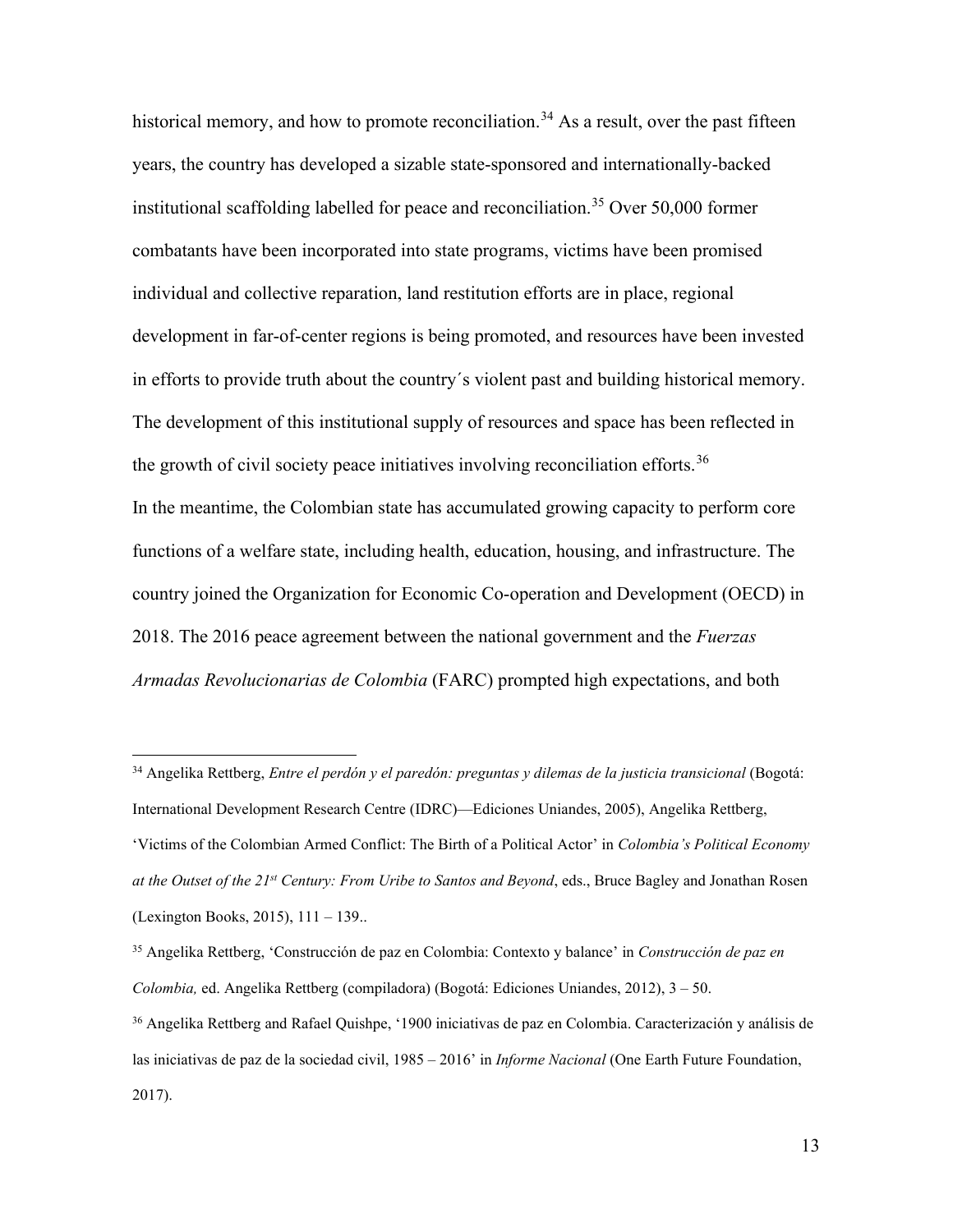historical memory, and how to promote reconciliation.[34] As a result, over the past fifteen years, the country has developed a sizable state-sponsored and internationally-backed institutional scaffolding labelled for peace and reconciliation.[35] Over 50,000 former combatants have been incorporated into state programs, victims have been promised individual and collective reparation, land restitution efforts are in place, regional development in far-of-center regions is being promoted, and resources have been invested in efforts to provide truth about the country´s violent past and building historical memory. The development of this institutional supply of resources and space has been reflected in the growth of civil society peace initiatives involving reconciliation efforts.[36]

In the meantime, the Colombian state has accumulated growing capacity to perform core functions of a welfare state, including health, education, housing, and infrastructure. The country joined the Organization for Economic Co-operation and Development (OECD) in 2018. The 2016 peace agreement between the national government and the *Fuerzas Armadas Revolucionarias de Colombia* (FARC) prompted high expectations, and both

---

[34] Angelika Rettberg, *Entre el perdón y el paredón: preguntas y dilemas de la justicia transicional* (Bogotá: International Development Research Centre (IDRC)—Ediciones Uniandes, 2005), Angelika Rettberg, 'Victims of the Colombian Armed Conflict: The Birth of a Political Actor' in *Colombia's Political Economy at the Outset of the 21st Century: From Uribe to Santos and Beyond*, eds., Bruce Bagley and Jonathan Rosen (Lexington Books, 2015), 111 – 139..

[35] Angelika Rettberg, 'Construcción de paz en Colombia: Contexto y balance' in *Construcción de paz en Colombia,* ed. Angelika Rettberg (compiladora) (Bogotá: Ediciones Uniandes, 2012), 3 – 50.

[36] Angelika Rettberg and Rafael Quishpe, '1900 iniciativas de paz en Colombia. Caracterización y análisis de las iniciativas de paz de la sociedad civil, 1985 – 2016' in *Informe Nacional* (One Earth Future Foundation, 2017).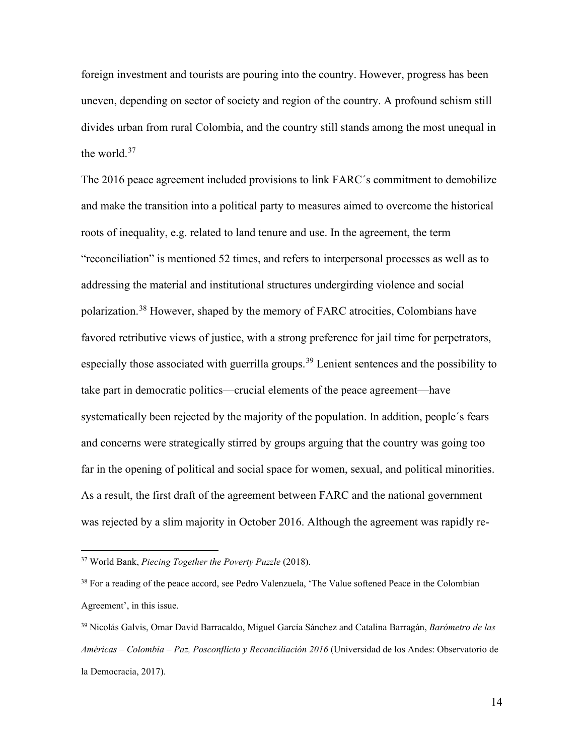foreign investment and tourists are pouring into the country. However, progress has been uneven, depending on sector of society and region of the country. A profound schism still divides urban from rural Colombia, and the country still stands among the most unequal in the world.[37]

The 2016 peace agreement included provisions to link FARC´s commitment to demobilize and make the transition into a political party to measures aimed to overcome the historical roots of inequality, e.g. related to land tenure and use. In the agreement, the term "reconciliation" is mentioned 52 times, and refers to interpersonal processes as well as to addressing the material and institutional structures undergirding violence and social polarization.[38] However, shaped by the memory of FARC atrocities, Colombians have favored retributive views of justice, with a strong preference for jail time for perpetrators, especially those associated with guerrilla groups.[39] Lenient sentences and the possibility to take part in democratic politics—crucial elements of the peace agreement—have systematically been rejected by the majority of the population. In addition, people´s fears and concerns were strategically stirred by groups arguing that the country was going too far in the opening of political and social space for women, sexual, and political minorities. As a result, the first draft of the agreement between FARC and the national government was rejected by a slim majority in October 2016. Although the agreement was rapidly re-

---

[37] World Bank, *Piecing Together the Poverty Puzzle* (2018).

[38] For a reading of the peace accord, see Pedro Valenzuela, 'The Value softened Peace in the Colombian Agreement', in this issue.

[39] Nicolás Galvis, Omar David Barracaldo, Miguel García Sánchez and Catalina Barragán, *Barómetro de las Américas – Colombia – Paz, Posconflicto y Reconciliación 2016* (Universidad de los Andes: Observatorio de la Democracia, 2017).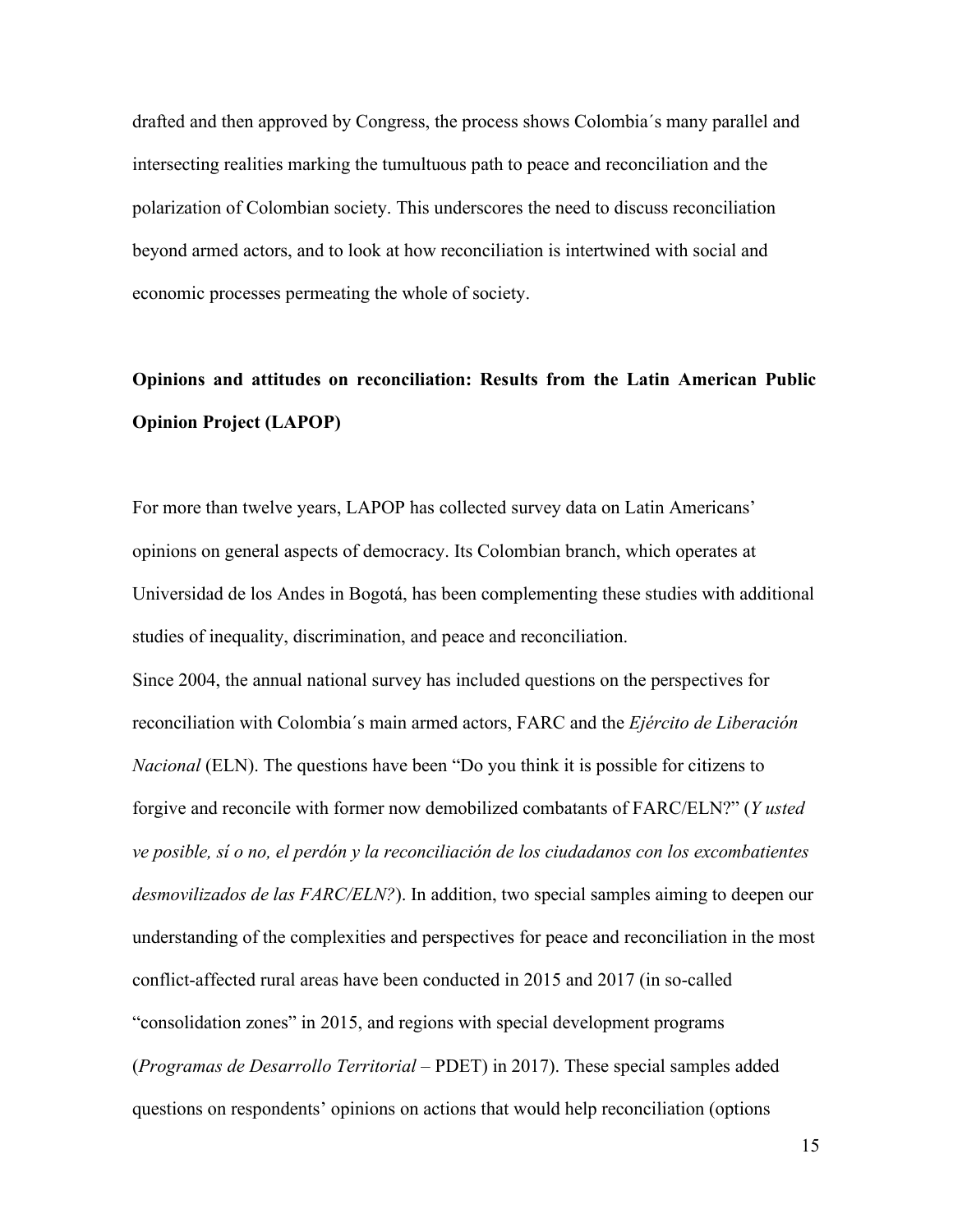drafted and then approved by Congress, the process shows Colombia´s many parallel and intersecting realities marking the tumultuous path to peace and reconciliation and the polarization of Colombian society. This underscores the need to discuss reconciliation beyond armed actors, and to look at how reconciliation is intertwined with social and economic processes permeating the whole of society.

## Opinions and attitudes on reconciliation: Results from the Latin American Public Opinion Project (LAPOP)

For more than twelve years, LAPOP has collected survey data on Latin Americans' opinions on general aspects of democracy. Its Colombian branch, which operates at Universidad de los Andes in Bogotá, has been complementing these studies with additional studies of inequality, discrimination, and peace and reconciliation.

Since 2004, the annual national survey has included questions on the perspectives for reconciliation with Colombia´s main armed actors, FARC and the *Ejército de Liberación Nacional* (ELN). The questions have been "Do you think it is possible for citizens to forgive and reconcile with former now demobilized combatants of FARC/ELN?" (*Y usted ve posible, sí o no, el perdón y la reconciliación de los ciudadanos con los excombatientes desmovilizados de las FARC/ELN?*). In addition, two special samples aiming to deepen our understanding of the complexities and perspectives for peace and reconciliation in the most conflict-affected rural areas have been conducted in 2015 and 2017 (in so-called "consolidation zones" in 2015, and regions with special development programs (*Programas de Desarrollo Territorial* – PDET) in 2017). These special samples added questions on respondents' opinions on actions that would help reconciliation (options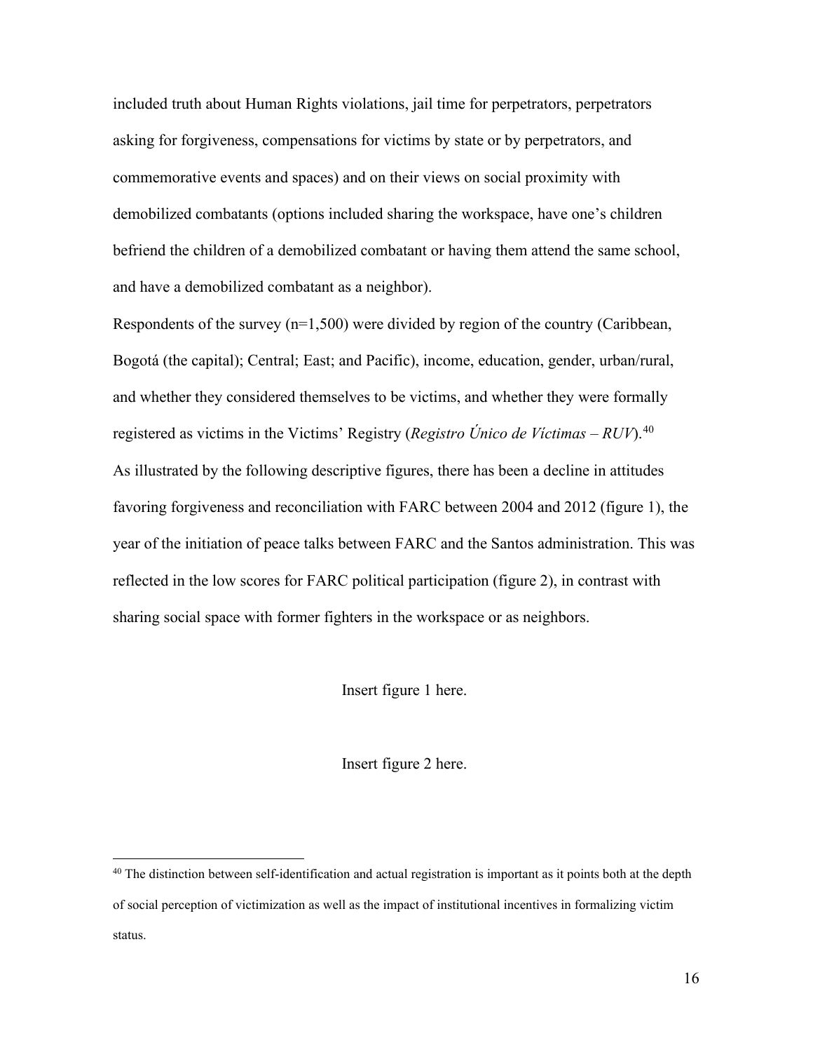included truth about Human Rights violations, jail time for perpetrators, perpetrators asking for forgiveness, compensations for victims by state or by perpetrators, and commemorative events and spaces) and on their views on social proximity with demobilized combatants (options included sharing the workspace, have one's children befriend the children of a demobilized combatant or having them attend the same school, and have a demobilized combatant as a neighbor).

Respondents of the survey (n=1,500) were divided by region of the country (Caribbean, Bogotá (the capital); Central; East; and Pacific), income, education, gender, urban/rural, and whether they considered themselves to be victims, and whether they were formally registered as victims in the Victims' Registry (*Registro Único de Víctimas – RUV*).[40]

As illustrated by the following descriptive figures, there has been a decline in attitudes favoring forgiveness and reconciliation with FARC between 2004 and 2012 (figure 1), the year of the initiation of peace talks between FARC and the Santos administration. This was reflected in the low scores for FARC political participation (figure 2), in contrast with sharing social space with former fighters in the workspace or as neighbors.

Insert figure 1 here.

Insert figure 2 here.

[40] The distinction between self-identification and actual registration is important as it points both at the depth of social perception of victimization as well as the impact of institutional incentives in formalizing victim status.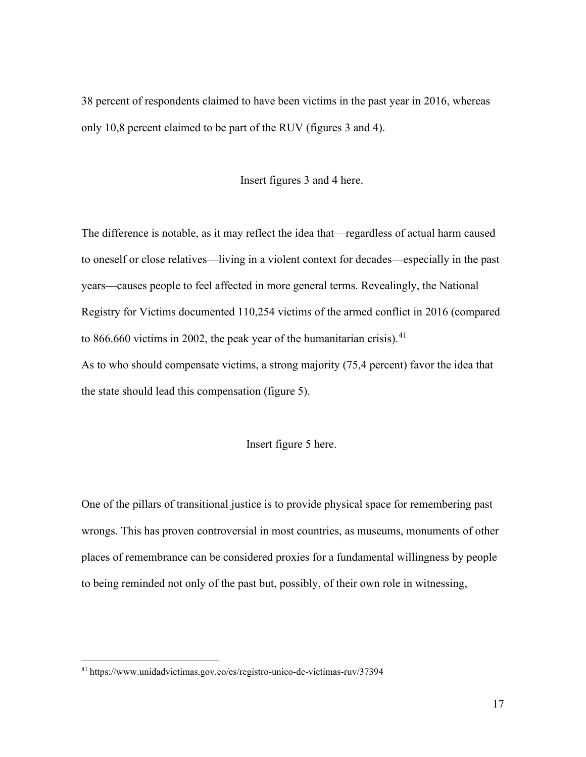38 percent of respondents claimed to have been victims in the past year in 2016, whereas only 10,8 percent claimed to be part of the RUV (figures 3 and 4).

Insert figures 3 and 4 here.

The difference is notable, as it may reflect the idea that—regardless of actual harm caused to oneself or close relatives—living in a violent context for decades—especially in the past years—causes people to feel affected in more general terms. Revealingly, the National Registry for Victims documented 110,254 victims of the armed conflict in 2016 (compared to 866.660 victims in 2002, the peak year of the humanitarian crisis).[41]

As to who should compensate victims, a strong majority (75,4 percent) favor the idea that the state should lead this compensation (figure 5).

Insert figure 5 here.

One of the pillars of transitional justice is to provide physical space for remembering past wrongs. This has proven controversial in most countries, as museums, monuments of other places of remembrance can be considered proxies for a fundamental willingness by people to being reminded not only of the past but, possibly, of their own role in witnessing,

[41] https://www.unidadvictimas.gov.co/es/registro-unico-de-victimas-ruv/37394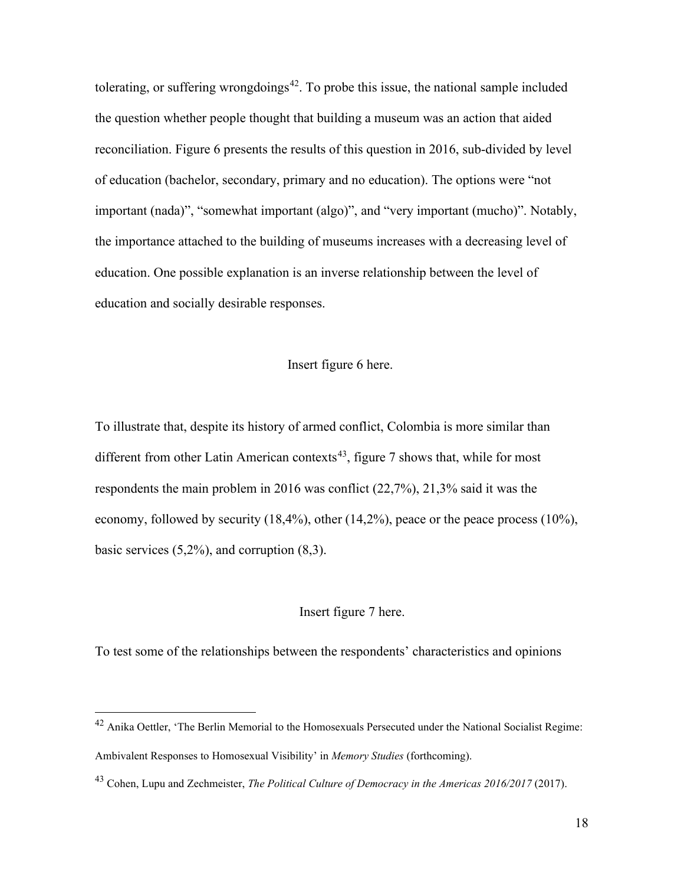tolerating, or suffering wrongdoings[42]. To probe this issue, the national sample included the question whether people thought that building a museum was an action that aided reconciliation. Figure 6 presents the results of this question in 2016, sub-divided by level of education (bachelor, secondary, primary and no education). The options were "not important (nada)", "somewhat important (algo)", and "very important (mucho)". Notably, the importance attached to the building of museums increases with a decreasing level of education. One possible explanation is an inverse relationship between the level of education and socially desirable responses.

Insert figure 6 here.

To illustrate that, despite its history of armed conflict, Colombia is more similar than different from other Latin American contexts[43], figure 7 shows that, while for most respondents the main problem in 2016 was conflict (22,7%), 21,3% said it was the economy, followed by security (18,4%), other (14,2%), peace or the peace process (10%), basic services (5,2%), and corruption (8,3).

Insert figure 7 here.

To test some of the relationships between the respondents' characteristics and opinions

---

[42] Anika Oettler, 'The Berlin Memorial to the Homosexuals Persecuted under the National Socialist Regime: Ambivalent Responses to Homosexual Visibility' in *Memory Studies* (forthcoming).

[43] Cohen, Lupu and Zechmeister, *The Political Culture of Democracy in the Americas 2016/2017* (2017).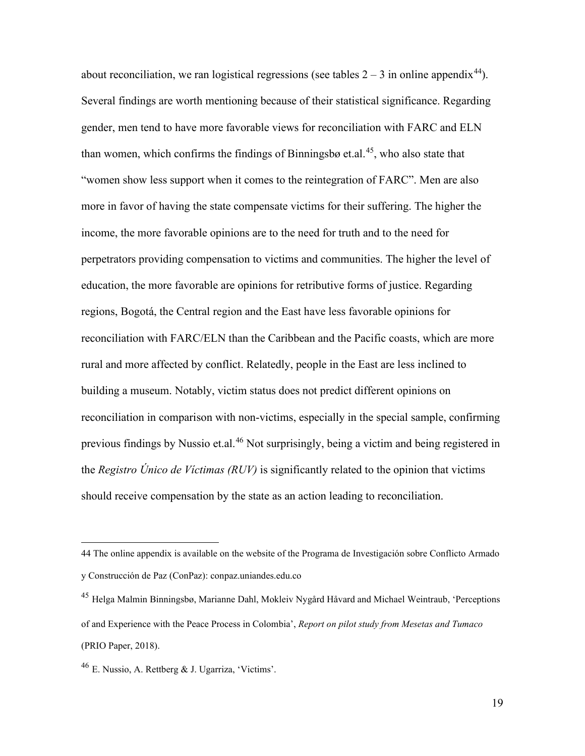about reconciliation, we ran logistical regressions (see tables 2 – 3 in online appendix[44]). Several findings are worth mentioning because of their statistical significance. Regarding gender, men tend to have more favorable views for reconciliation with FARC and ELN than women, which confirms the findings of Binningsbø et.al.[45], who also state that "women show less support when it comes to the reintegration of FARC". Men are also more in favor of having the state compensate victims for their suffering. The higher the income, the more favorable opinions are to the need for truth and to the need for perpetrators providing compensation to victims and communities. The higher the level of education, the more favorable are opinions for retributive forms of justice. Regarding regions, Bogotá, the Central region and the East have less favorable opinions for reconciliation with FARC/ELN than the Caribbean and the Pacific coasts, which are more rural and more affected by conflict. Relatedly, people in the East are less inclined to building a museum. Notably, victim status does not predict different opinions on reconciliation in comparison with non-victims, especially in the special sample, confirming previous findings by Nussio et.al.[46] Not surprisingly, being a victim and being registered in the *Registro Único de Víctimas (RUV)* is significantly related to the opinion that victims should receive compensation by the state as an action leading to reconciliation.

---

44 The online appendix is available on the website of the Programa de Investigación sobre Conflicto Armado y Construcción de Paz (ConPaz): conpaz.uniandes.edu.co

45 Helga Malmin Binningsbø, Marianne Dahl, Mokleiv Nygård Håvard and Michael Weintraub, 'Perceptions of and Experience with the Peace Process in Colombia', *Report on pilot study from Mesetas and Tumaco* (PRIO Paper, 2018).

46 E. Nussio, A. Rettberg & J. Ugarriza, 'Victims'.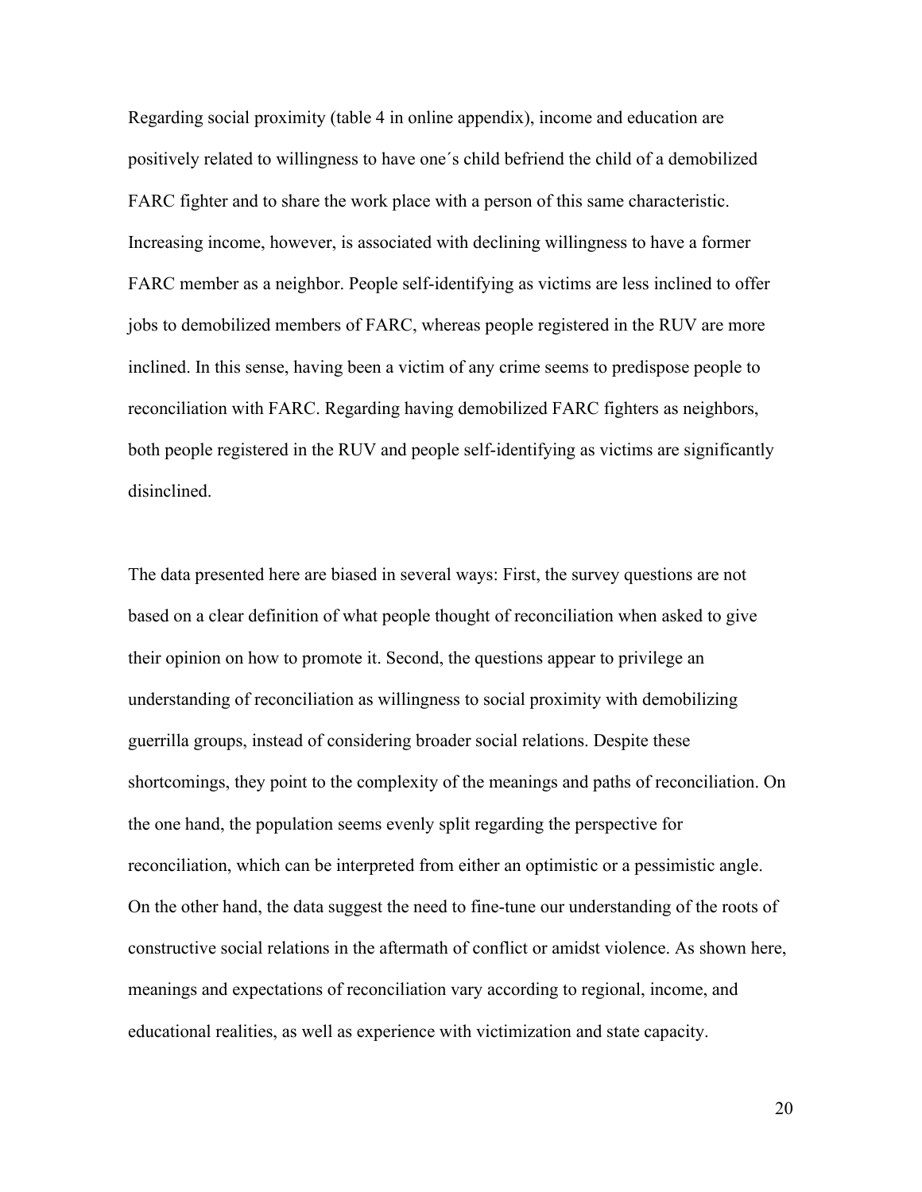Regarding social proximity (table 4 in online appendix), income and education are positively related to willingness to have one´s child befriend the child of a demobilized FARC fighter and to share the work place with a person of this same characteristic. Increasing income, however, is associated with declining willingness to have a former FARC member as a neighbor. People self-identifying as victims are less inclined to offer jobs to demobilized members of FARC, whereas people registered in the RUV are more inclined. In this sense, having been a victim of any crime seems to predispose people to reconciliation with FARC. Regarding having demobilized FARC fighters as neighbors, both people registered in the RUV and people self-identifying as victims are significantly disinclined.

The data presented here are biased in several ways: First, the survey questions are not based on a clear definition of what people thought of reconciliation when asked to give their opinion on how to promote it. Second, the questions appear to privilege an understanding of reconciliation as willingness to social proximity with demobilizing guerrilla groups, instead of considering broader social relations. Despite these shortcomings, they point to the complexity of the meanings and paths of reconciliation. On the one hand, the population seems evenly split regarding the perspective for reconciliation, which can be interpreted from either an optimistic or a pessimistic angle. On the other hand, the data suggest the need to fine-tune our understanding of the roots of constructive social relations in the aftermath of conflict or amidst violence. As shown here, meanings and expectations of reconciliation vary according to regional, income, and educational realities, as well as experience with victimization and state capacity.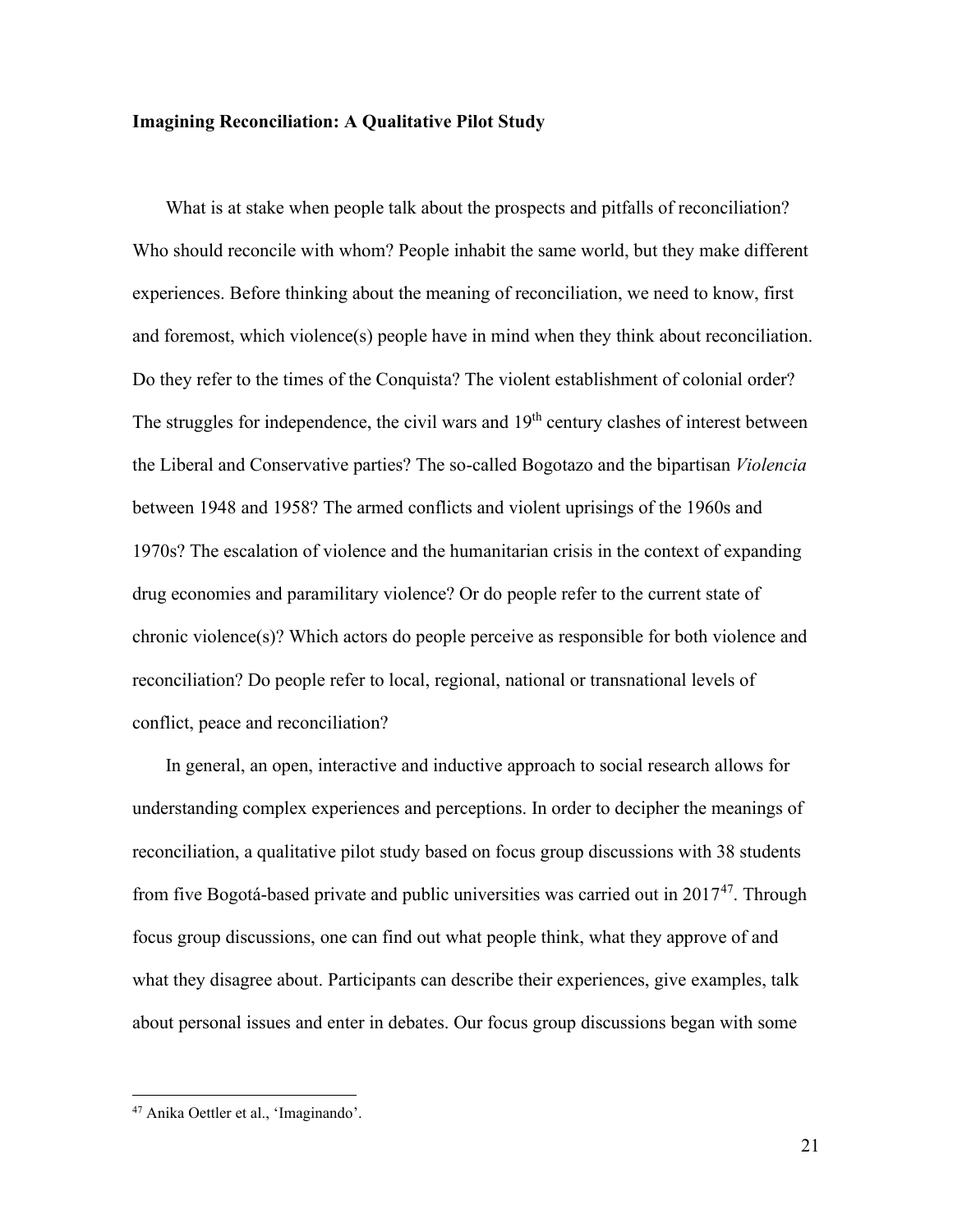**Imagining Reconciliation: A Qualitative Pilot Study**

What is at stake when people talk about the prospects and pitfalls of reconciliation? Who should reconcile with whom? People inhabit the same world, but they make different experiences. Before thinking about the meaning of reconciliation, we need to know, first and foremost, which violence(s) people have in mind when they think about reconciliation. Do they refer to the times of the Conquista? The violent establishment of colonial order? The struggles for independence, the civil wars and 19th century clashes of interest between the Liberal and Conservative parties? The so-called Bogotazo and the bipartisan *Violencia* between 1948 and 1958? The armed conflicts and violent uprisings of the 1960s and 1970s? The escalation of violence and the humanitarian crisis in the context of expanding drug economies and paramilitary violence? Or do people refer to the current state of chronic violence(s)? Which actors do people perceive as responsible for both violence and reconciliation? Do people refer to local, regional, national or transnational levels of conflict, peace and reconciliation?

In general, an open, interactive and inductive approach to social research allows for understanding complex experiences and perceptions. In order to decipher the meanings of reconciliation, a qualitative pilot study based on focus group discussions with 38 students from five Bogotá-based private and public universities was carried out in 2017[47]. Through focus group discussions, one can find out what people think, what they approve of and what they disagree about. Participants can describe their experiences, give examples, talk about personal issues and enter in debates. Our focus group discussions began with some

[47] Anika Oettler et al., 'Imaginando'.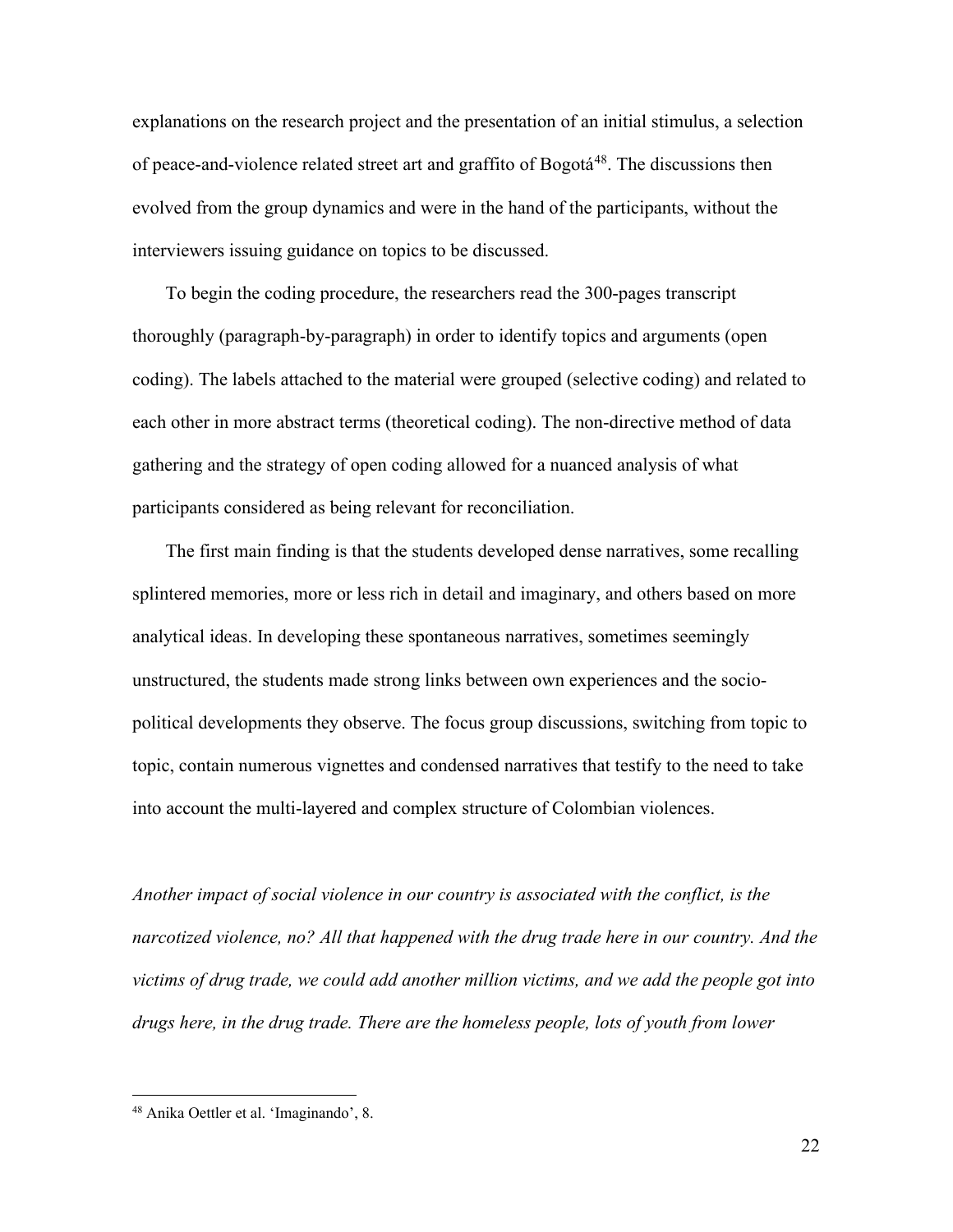explanations on the research project and the presentation of an initial stimulus, a selection of peace-and-violence related street art and graffito of Bogotá[48]. The discussions then evolved from the group dynamics and were in the hand of the participants, without the interviewers issuing guidance on topics to be discussed.

To begin the coding procedure, the researchers read the 300-pages transcript thoroughly (paragraph-by-paragraph) in order to identify topics and arguments (open coding). The labels attached to the material were grouped (selective coding) and related to each other in more abstract terms (theoretical coding). The non-directive method of data gathering and the strategy of open coding allowed for a nuanced analysis of what participants considered as being relevant for reconciliation.

The first main finding is that the students developed dense narratives, some recalling splintered memories, more or less rich in detail and imaginary, and others based on more analytical ideas. In developing these spontaneous narratives, sometimes seemingly unstructured, the students made strong links between own experiences and the socio-political developments they observe. The focus group discussions, switching from topic to topic, contain numerous vignettes and condensed narratives that testify to the need to take into account the multi-layered and complex structure of Colombian violences.

*Another impact of social violence in our country is associated with the conflict, is the narcotized violence, no? All that happened with the drug trade here in our country. And the victims of drug trade, we could add another million victims, and we add the people got into drugs here, in the drug trade. There are the homeless people, lots of youth from lower*

[48] Anika Oettler et al. 'Imaginando', 8.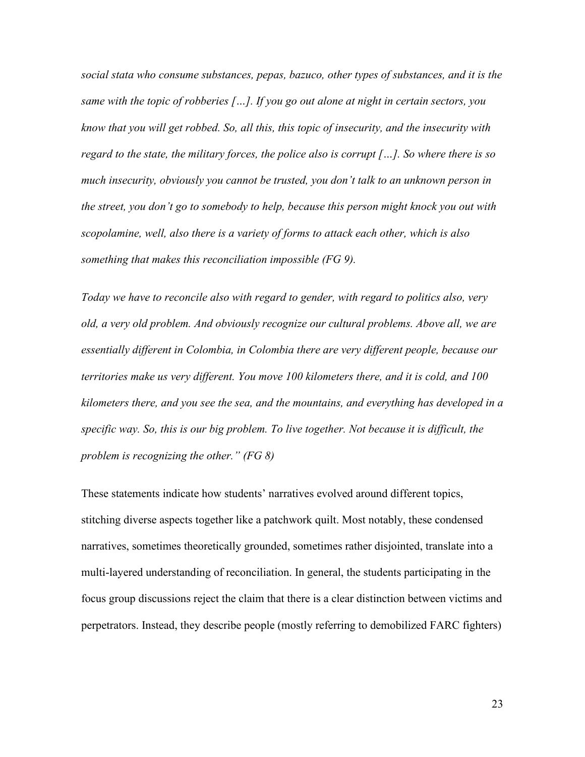*social stata who consume substances, pepas, bazuco, other types of substances, and it is the same with the topic of robberies […]. If you go out alone at night in certain sectors, you know that you will get robbed. So, all this, this topic of insecurity, and the insecurity with regard to the state, the military forces, the police also is corrupt […]. So where there is so much insecurity, obviously you cannot be trusted, you don't talk to an unknown person in the street, you don't go to somebody to help, because this person might knock you out with scopolamine, well, also there is a variety of forms to attack each other, which is also something that makes this reconciliation impossible (FG 9).*

*Today we have to reconcile also with regard to gender, with regard to politics also, very old, a very old problem. And obviously recognize our cultural problems. Above all, we are essentially different in Colombia, in Colombia there are very different people, because our territories make us very different. You move 100 kilometers there, and it is cold, and 100 kilometers there, and you see the sea, and the mountains, and everything has developed in a specific way. So, this is our big problem. To live together. Not because it is difficult, the problem is recognizing the other." (FG 8)*

These statements indicate how students' narratives evolved around different topics, stitching diverse aspects together like a patchwork quilt. Most notably, these condensed narratives, sometimes theoretically grounded, sometimes rather disjointed, translate into a multi-layered understanding of reconciliation. In general, the students participating in the focus group discussions reject the claim that there is a clear distinction between victims and perpetrators. Instead, they describe people (mostly referring to demobilized FARC fighters)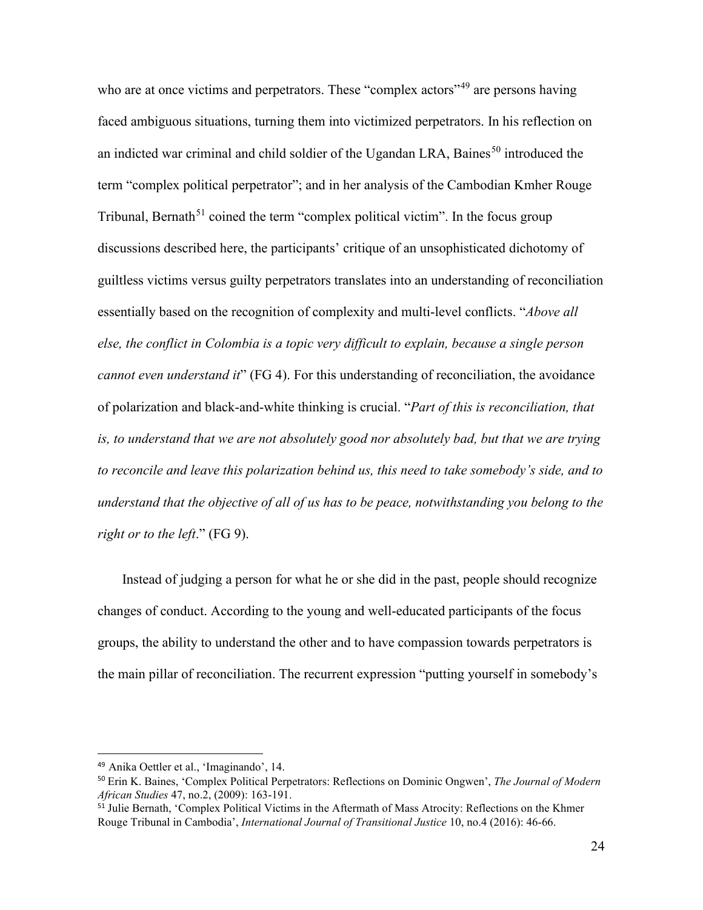who are at once victims and perpetrators. These "complex actors"[49] are persons having faced ambiguous situations, turning them into victimized perpetrators. In his reflection on an indicted war criminal and child soldier of the Ugandan LRA, Baines[50] introduced the term "complex political perpetrator"; and in her analysis of the Cambodian Kmher Rouge Tribunal, Bernath[51] coined the term "complex political victim". In the focus group discussions described here, the participants' critique of an unsophisticated dichotomy of guiltless victims versus guilty perpetrators translates into an understanding of reconciliation essentially based on the recognition of complexity and multi-level conflicts. "*Above all else, the conflict in Colombia is a topic very difficult to explain, because a single person cannot even understand it*" (FG 4). For this understanding of reconciliation, the avoidance of polarization and black-and-white thinking is crucial. "*Part of this is reconciliation, that is, to understand that we are not absolutely good nor absolutely bad, but that we are trying to reconcile and leave this polarization behind us, this need to take somebody's side, and to understand that the objective of all of us has to be peace, notwithstanding you belong to the right or to the left*." (FG 9).

Instead of judging a person for what he or she did in the past, people should recognize changes of conduct. According to the young and well-educated participants of the focus groups, the ability to understand the other and to have compassion towards perpetrators is the main pillar of reconciliation. The recurrent expression "putting yourself in somebody's

---

[49] Anika Oettler et al., 'Imaginando', 14.

[50] Erin K. Baines, 'Complex Political Perpetrators: Reflections on Dominic Ongwen', *The Journal of Modern African Studies* 47, no.2, (2009): 163-191.

[51] Julie Bernath, 'Complex Political Victims in the Aftermath of Mass Atrocity: Reflections on the Khmer Rouge Tribunal in Cambodia', *International Journal of Transitional Justice* 10, no.4 (2016): 46-66.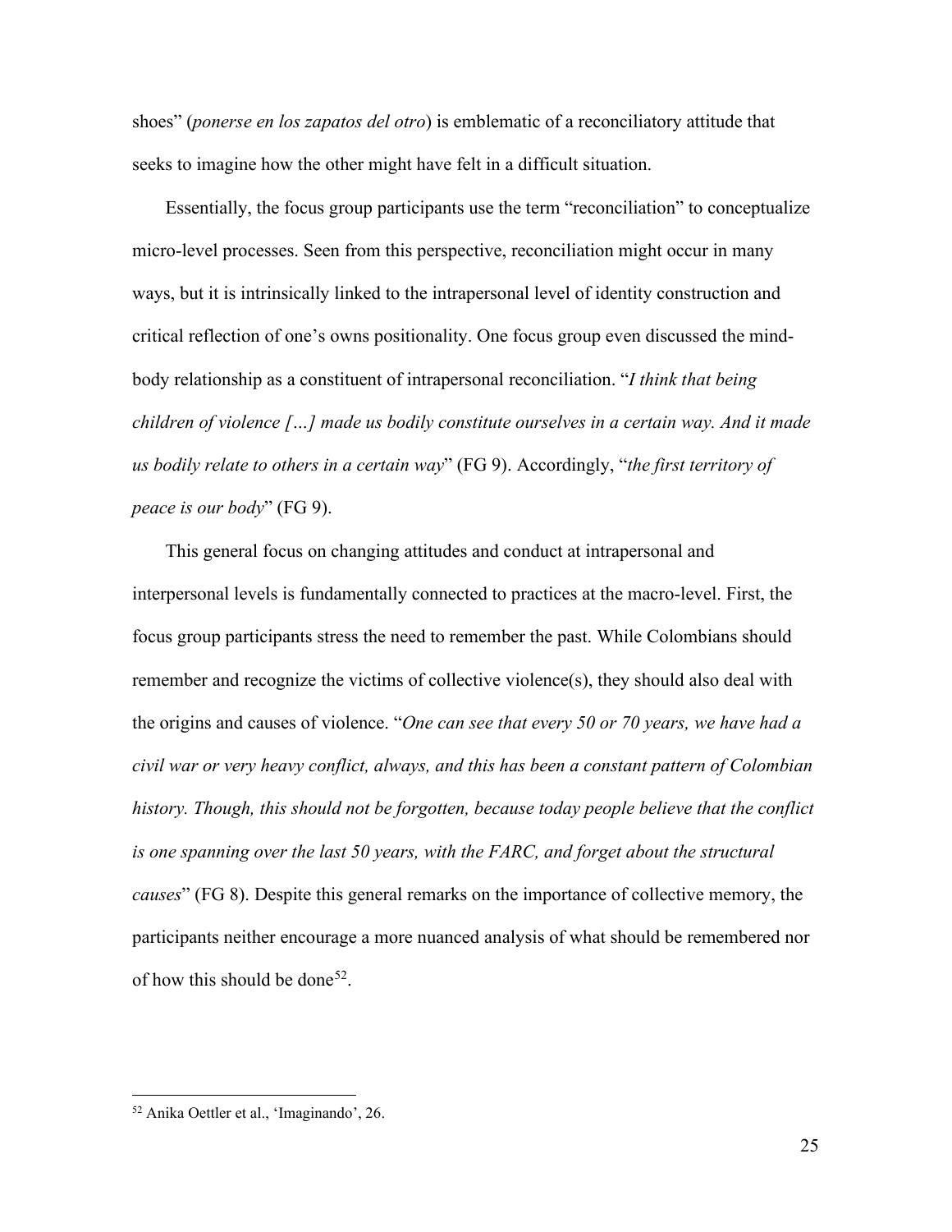shoes" (*ponerse en los zapatos del otro*) is emblematic of a reconciliatory attitude that seeks to imagine how the other might have felt in a difficult situation.

Essentially, the focus group participants use the term "reconciliation" to conceptualize micro-level processes. Seen from this perspective, reconciliation might occur in many ways, but it is intrinsically linked to the intrapersonal level of identity construction and critical reflection of one's owns positionality. One focus group even discussed the mind-body relationship as a constituent of intrapersonal reconciliation. "*I think that being children of violence […] made us bodily constitute ourselves in a certain way. And it made us bodily relate to others in a certain way*" (FG 9). Accordingly, "*the first territory of peace is our body*" (FG 9).

This general focus on changing attitudes and conduct at intrapersonal and interpersonal levels is fundamentally connected to practices at the macro-level. First, the focus group participants stress the need to remember the past. While Colombians should remember and recognize the victims of collective violence(s), they should also deal with the origins and causes of violence. "*One can see that every 50 or 70 years, we have had a civil war or very heavy conflict, always, and this has been a constant pattern of Colombian history. Though, this should not be forgotten, because today people believe that the conflict is one spanning over the last 50 years, with the FARC, and forget about the structural causes*" (FG 8). Despite this general remarks on the importance of collective memory, the participants neither encourage a more nuanced analysis of what should be remembered nor of how this should be done[52].

[52] Anika Oettler et al., 'Imaginando', 26.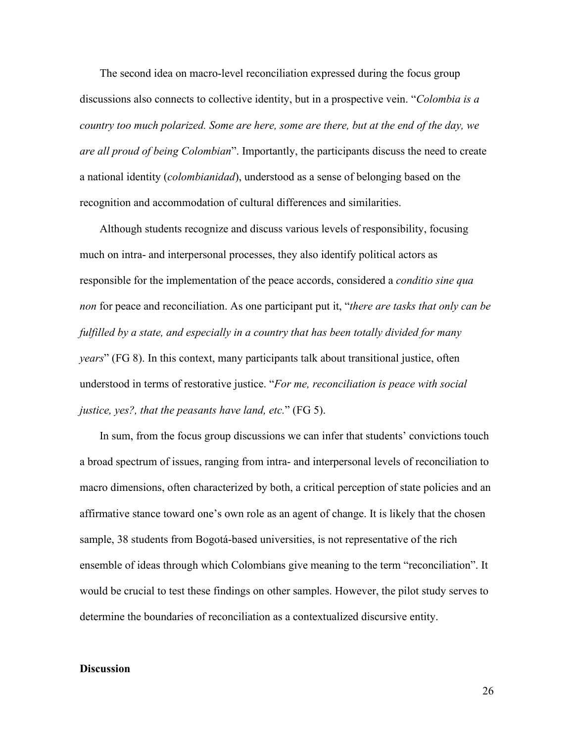The second idea on macro-level reconciliation expressed during the focus group discussions also connects to collective identity, but in a prospective vein. "*Colombia is a country too much polarized. Some are here, some are there, but at the end of the day, we are all proud of being Colombian*". Importantly, the participants discuss the need to create a national identity (*colombianidad*), understood as a sense of belonging based on the recognition and accommodation of cultural differences and similarities.

Although students recognize and discuss various levels of responsibility, focusing much on intra- and interpersonal processes, they also identify political actors as responsible for the implementation of the peace accords, considered a *conditio sine qua non* for peace and reconciliation. As one participant put it, "*there are tasks that only can be fulfilled by a state, and especially in a country that has been totally divided for many years*" (FG 8). In this context, many participants talk about transitional justice, often understood in terms of restorative justice. "*For me, reconciliation is peace with social justice, yes?, that the peasants have land, etc.*" (FG 5).

In sum, from the focus group discussions we can infer that students' convictions touch a broad spectrum of issues, ranging from intra- and interpersonal levels of reconciliation to macro dimensions, often characterized by both, a critical perception of state policies and an affirmative stance toward one's own role as an agent of change. It is likely that the chosen sample, 38 students from Bogotá-based universities, is not representative of the rich ensemble of ideas through which Colombians give meaning to the term "reconciliation". It would be crucial to test these findings on other samples. However, the pilot study serves to determine the boundaries of reconciliation as a contextualized discursive entity.

**Discussion**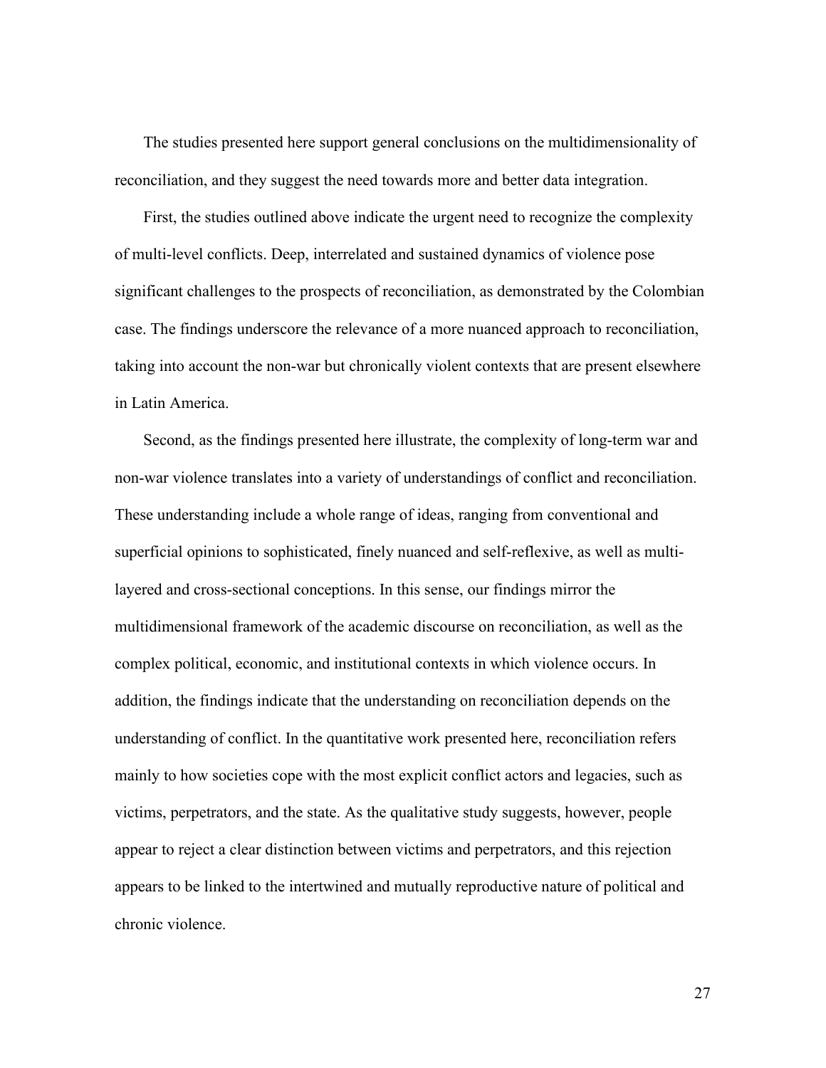The studies presented here support general conclusions on the multidimensionality of reconciliation, and they suggest the need towards more and better data integration.

First, the studies outlined above indicate the urgent need to recognize the complexity of multi-level conflicts. Deep, interrelated and sustained dynamics of violence pose significant challenges to the prospects of reconciliation, as demonstrated by the Colombian case. The findings underscore the relevance of a more nuanced approach to reconciliation, taking into account the non-war but chronically violent contexts that are present elsewhere in Latin America.

Second, as the findings presented here illustrate, the complexity of long-term war and non-war violence translates into a variety of understandings of conflict and reconciliation. These understanding include a whole range of ideas, ranging from conventional and superficial opinions to sophisticated, finely nuanced and self-reflexive, as well as multi-layered and cross-sectional conceptions. In this sense, our findings mirror the multidimensional framework of the academic discourse on reconciliation, as well as the complex political, economic, and institutional contexts in which violence occurs. In addition, the findings indicate that the understanding on reconciliation depends on the understanding of conflict. In the quantitative work presented here, reconciliation refers mainly to how societies cope with the most explicit conflict actors and legacies, such as victims, perpetrators, and the state. As the qualitative study suggests, however, people appear to reject a clear distinction between victims and perpetrators, and this rejection appears to be linked to the intertwined and mutually reproductive nature of political and chronic violence.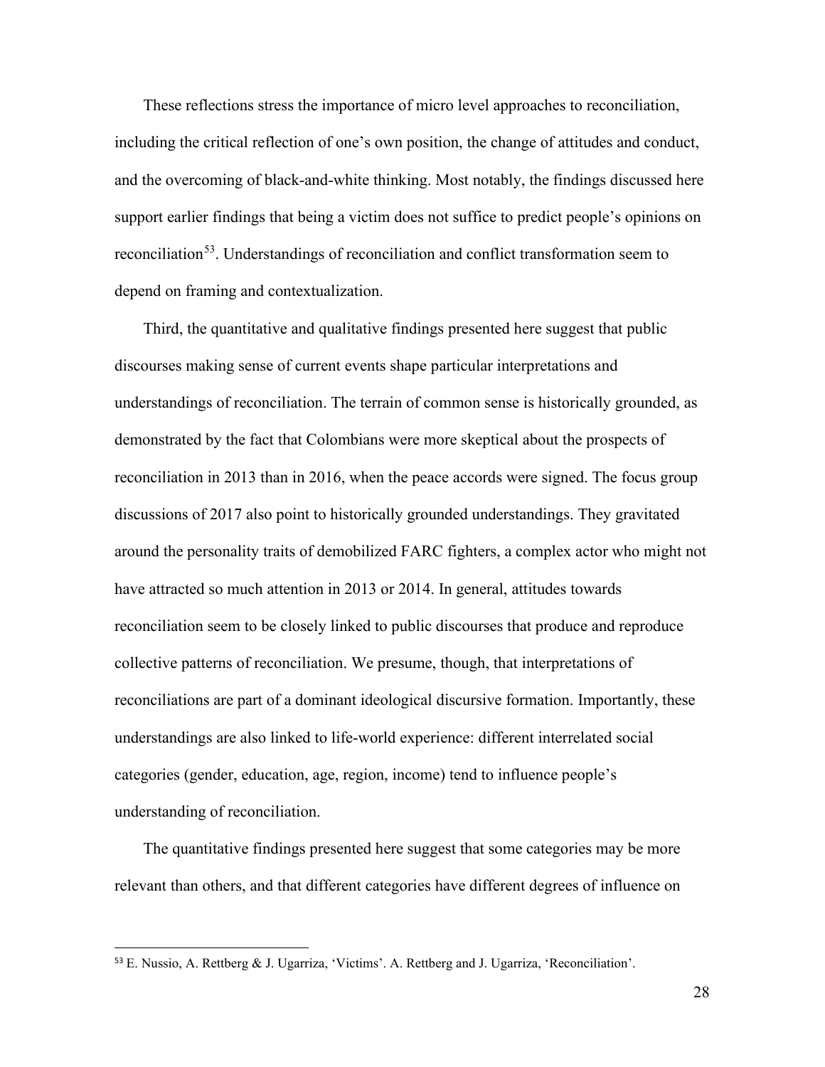These reflections stress the importance of micro level approaches to reconciliation, including the critical reflection of one's own position, the change of attitudes and conduct, and the overcoming of black-and-white thinking. Most notably, the findings discussed here support earlier findings that being a victim does not suffice to predict people's opinions on reconciliation[53]. Understandings of reconciliation and conflict transformation seem to depend on framing and contextualization.

Third, the quantitative and qualitative findings presented here suggest that public discourses making sense of current events shape particular interpretations and understandings of reconciliation. The terrain of common sense is historically grounded, as demonstrated by the fact that Colombians were more skeptical about the prospects of reconciliation in 2013 than in 2016, when the peace accords were signed. The focus group discussions of 2017 also point to historically grounded understandings. They gravitated around the personality traits of demobilized FARC fighters, a complex actor who might not have attracted so much attention in 2013 or 2014. In general, attitudes towards reconciliation seem to be closely linked to public discourses that produce and reproduce collective patterns of reconciliation. We presume, though, that interpretations of reconciliations are part of a dominant ideological discursive formation. Importantly, these understandings are also linked to life-world experience: different interrelated social categories (gender, education, age, region, income) tend to influence people's understanding of reconciliation.

The quantitative findings presented here suggest that some categories may be more relevant than others, and that different categories have different degrees of influence on

[53] E. Nussio, A. Rettberg & J. Ugarriza, 'Victims'. A. Rettberg and J. Ugarriza, 'Reconciliation'.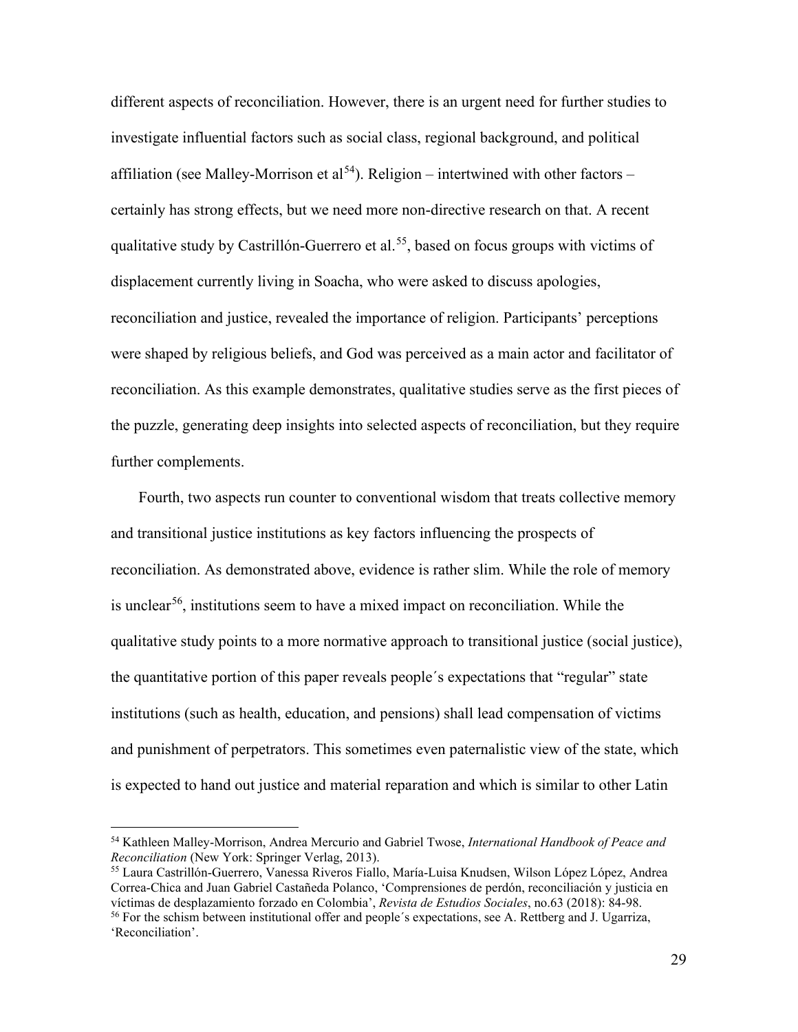different aspects of reconciliation. However, there is an urgent need for further studies to investigate influential factors such as social class, regional background, and political affiliation (see Malley-Morrison et al[54]). Religion – intertwined with other factors – certainly has strong effects, but we need more non-directive research on that. A recent qualitative study by Castrillón-Guerrero et al.[55], based on focus groups with victims of displacement currently living in Soacha, who were asked to discuss apologies, reconciliation and justice, revealed the importance of religion. Participants' perceptions were shaped by religious beliefs, and God was perceived as a main actor and facilitator of reconciliation. As this example demonstrates, qualitative studies serve as the first pieces of the puzzle, generating deep insights into selected aspects of reconciliation, but they require further complements.

Fourth, two aspects run counter to conventional wisdom that treats collective memory and transitional justice institutions as key factors influencing the prospects of reconciliation. As demonstrated above, evidence is rather slim. While the role of memory is unclear[56], institutions seem to have a mixed impact on reconciliation. While the qualitative study points to a more normative approach to transitional justice (social justice), the quantitative portion of this paper reveals people´s expectations that "regular" state institutions (such as health, education, and pensions) shall lead compensation of victims and punishment of perpetrators. This sometimes even paternalistic view of the state, which is expected to hand out justice and material reparation and which is similar to other Latin

---

[54] Kathleen Malley-Morrison, Andrea Mercurio and Gabriel Twose, *International Handbook of Peace and Reconciliation* (New York: Springer Verlag, 2013).

[55] Laura Castrillón-Guerrero, Vanessa Riveros Fiallo, María-Luisa Knudsen, Wilson López López, Andrea Correa-Chica and Juan Gabriel Castañeda Polanco, 'Comprensiones de perdón, reconciliación y justicia en víctimas de desplazamiento forzado en Colombia', *Revista de Estudios Sociales*, no.63 (2018): 84-98.

[56] For the schism between institutional offer and people´s expectations, see A. Rettberg and J. Ugarriza, 'Reconciliation'.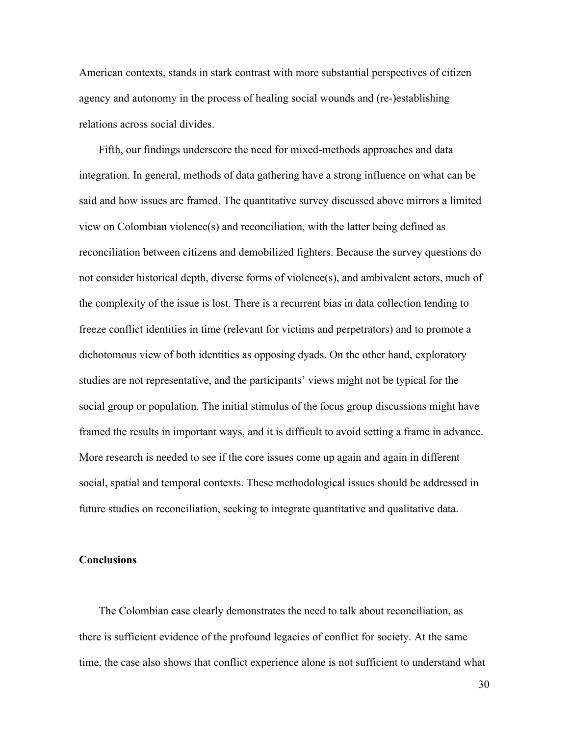American contexts, stands in stark contrast with more substantial perspectives of citizen agency and autonomy in the process of healing social wounds and (re-)establishing relations across social divides.

Fifth, our findings underscore the need for mixed-methods approaches and data integration. In general, methods of data gathering have a strong influence on what can be said and how issues are framed. The quantitative survey discussed above mirrors a limited view on Colombian violence(s) and reconciliation, with the latter being defined as reconciliation between citizens and demobilized fighters. Because the survey questions do not consider historical depth, diverse forms of violence(s), and ambivalent actors, much of the complexity of the issue is lost. There is a recurrent bias in data collection tending to freeze conflict identities in time (relevant for victims and perpetrators) and to promote a dichotomous view of both identities as opposing dyads. On the other hand, exploratory studies are not representative, and the participants' views might not be typical for the social group or population. The initial stimulus of the focus group discussions might have framed the results in important ways, and it is difficult to avoid setting a frame in advance. More research is needed to see if the core issues come up again and again in different social, spatial and temporal contexts. These methodological issues should be addressed in future studies on reconciliation, seeking to integrate quantitative and qualitative data.

## Conclusions

The Colombian case clearly demonstrates the need to talk about reconciliation, as there is sufficient evidence of the profound legacies of conflict for society. At the same time, the case also shows that conflict experience alone is not sufficient to understand what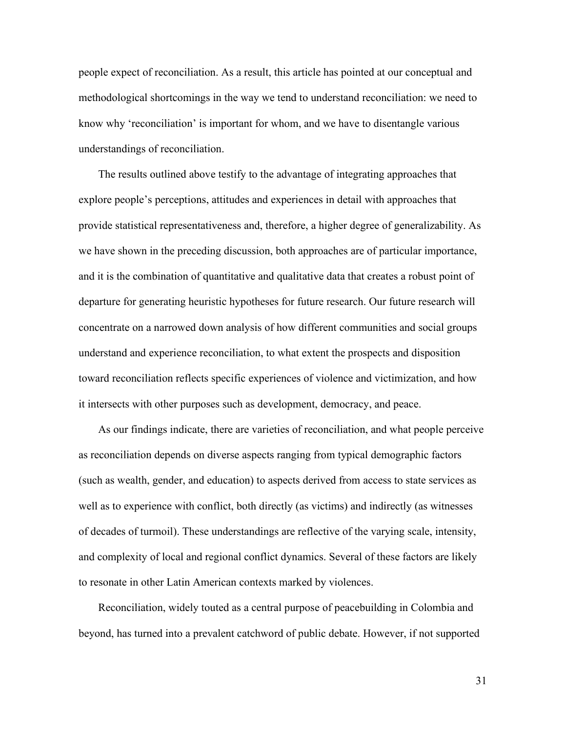people expect of reconciliation. As a result, this article has pointed at our conceptual and methodological shortcomings in the way we tend to understand reconciliation: we need to know why 'reconciliation' is important for whom, and we have to disentangle various understandings of reconciliation.

The results outlined above testify to the advantage of integrating approaches that explore people's perceptions, attitudes and experiences in detail with approaches that provide statistical representativeness and, therefore, a higher degree of generalizability. As we have shown in the preceding discussion, both approaches are of particular importance, and it is the combination of quantitative and qualitative data that creates a robust point of departure for generating heuristic hypotheses for future research. Our future research will concentrate on a narrowed down analysis of how different communities and social groups understand and experience reconciliation, to what extent the prospects and disposition toward reconciliation reflects specific experiences of violence and victimization, and how it intersects with other purposes such as development, democracy, and peace.

As our findings indicate, there are varieties of reconciliation, and what people perceive as reconciliation depends on diverse aspects ranging from typical demographic factors (such as wealth, gender, and education) to aspects derived from access to state services as well as to experience with conflict, both directly (as victims) and indirectly (as witnesses of decades of turmoil). These understandings are reflective of the varying scale, intensity, and complexity of local and regional conflict dynamics. Several of these factors are likely to resonate in other Latin American contexts marked by violences.

Reconciliation, widely touted as a central purpose of peacebuilding in Colombia and beyond, has turned into a prevalent catchword of public debate. However, if not supported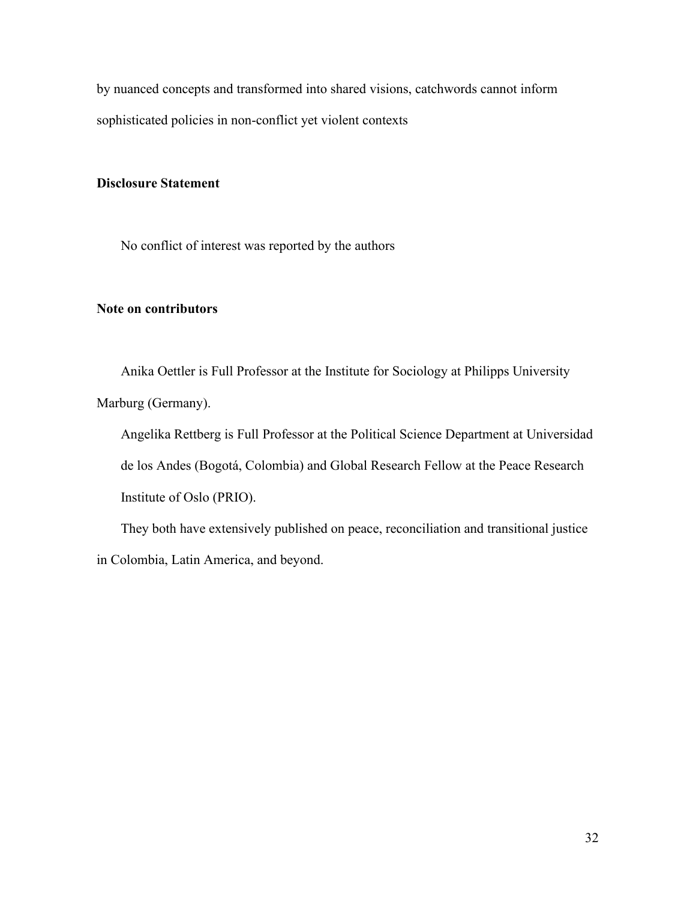by nuanced concepts and transformed into shared visions, catchwords cannot inform sophisticated policies in non-conflict yet violent contexts

**Disclosure Statement**

No conflict of interest was reported by the authors

**Note on contributors**

Anika Oettler is Full Professor at the Institute for Sociology at Philipps University Marburg (Germany).

Angelika Rettberg is Full Professor at the Political Science Department at Universidad de los Andes (Bogotá, Colombia) and Global Research Fellow at the Peace Research Institute of Oslo (PRIO).

They both have extensively published on peace, reconciliation and transitional justice in Colombia, Latin America, and beyond.